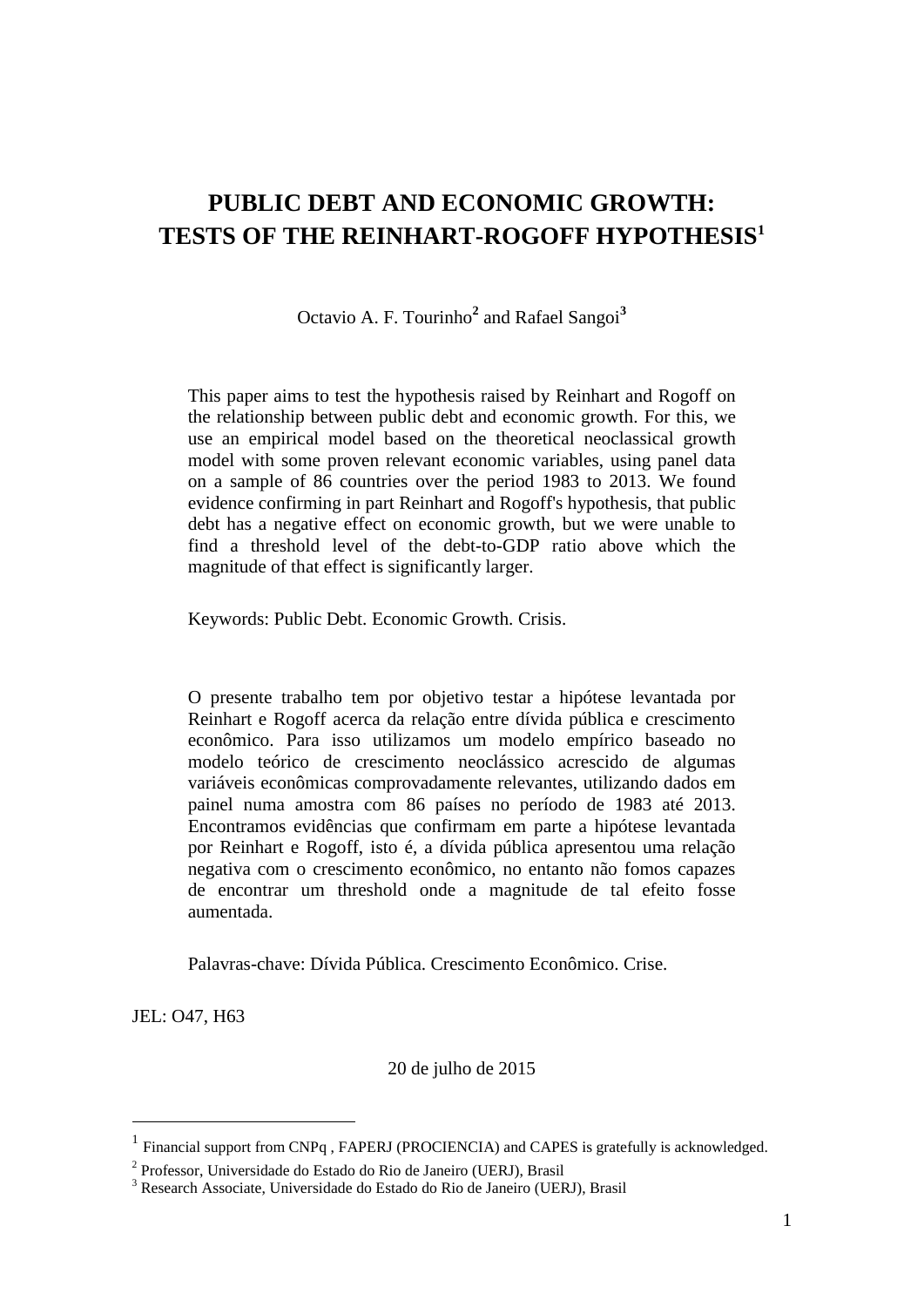# PUBLIC DEBT AND ECONOMIC GROWTH: TESTS OF THE REINHART-ROGOFF HYPOTHESIS[1]

Octavio A. F. Tourinho[2] and Rafael Sangoi[3]

This paper aims to test the hypothesis raised by Reinhart and Rogoff on the relationship between public debt and economic growth. For this, we use an empirical model based on the theoretical neoclassical growth model with some proven relevant economic variables, using panel data on a sample of 86 countries over the period 1983 to 2013. We found evidence confirming in part Reinhart and Rogoff's hypothesis, that public debt has a negative effect on economic growth, but we were unable to find a threshold level of the debt-to-GDP ratio above which the magnitude of that effect is significantly larger.

Keywords: Public Debt. Economic Growth. Crisis.

O presente trabalho tem por objetivo testar a hipótese levantada por Reinhart e Rogoff acerca da relação entre dívida pública e crescimento econômico. Para isso utilizamos um modelo empírico baseado no modelo teórico de crescimento neoclássico acrescido de algumas variáveis econômicas comprovadamente relevantes, utilizando dados em painel numa amostra com 86 países no período de 1983 até 2013. Encontramos evidências que confirmam em parte a hipótese levantada por Reinhart e Rogoff, isto é, a dívida pública apresentou uma relação negativa com o crescimento econômico, no entanto não fomos capazes de encontrar um threshold onde a magnitude de tal efeito fosse aumentada.

Palavras-chave: Dívida Pública. Crescimento Econômico. Crise.

JEL: O47, H63

20 de julho de 2015

---

[1] Financial support from CNPq , FAPERJ (PROCIENCIA) and CAPES is gratefully is acknowledged.

[2] Professor, Universidade do Estado do Rio de Janeiro (UERJ), Brasil

[3] Research Associate, Universidade do Estado do Rio de Janeiro (UERJ), Brasil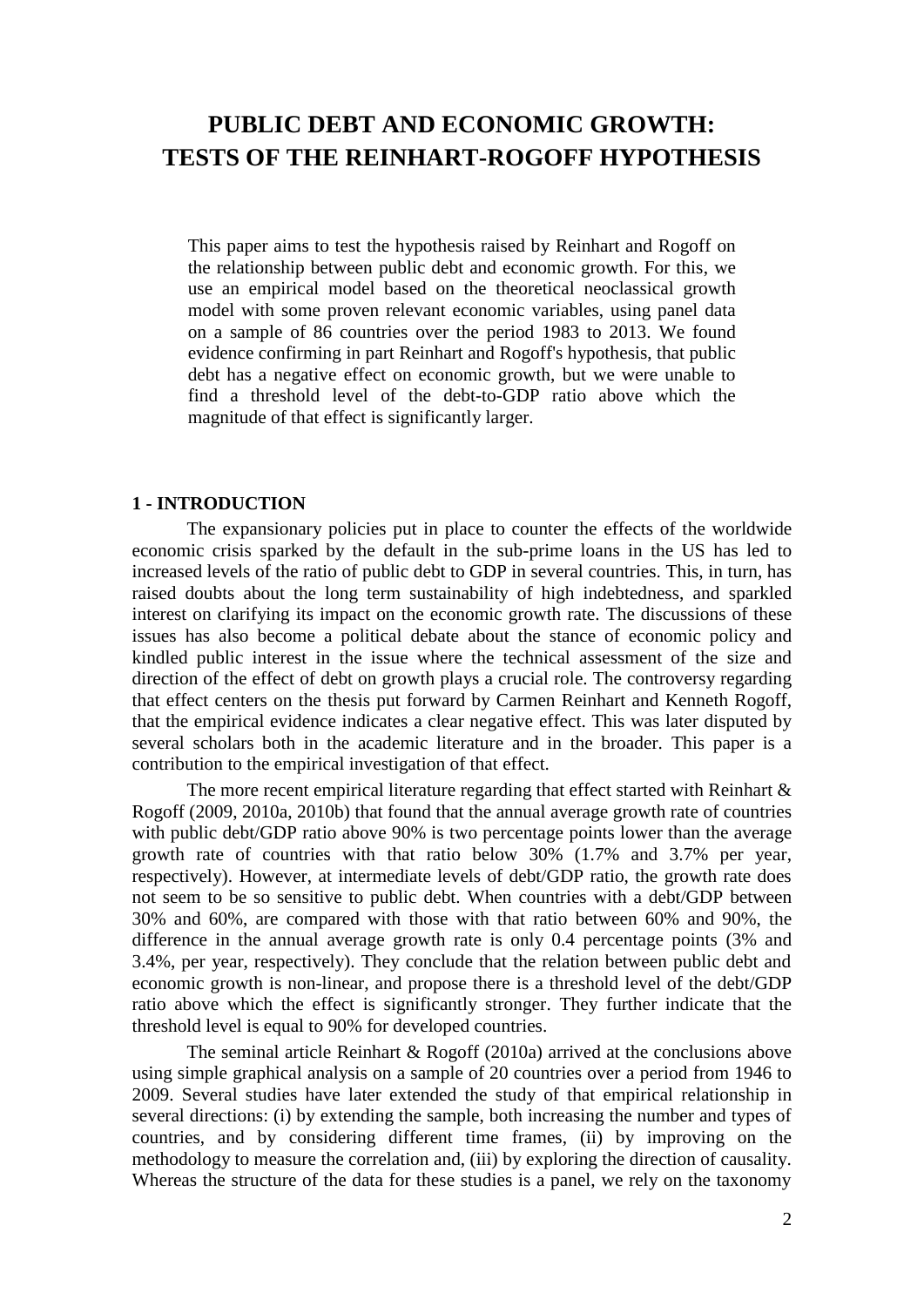# PUBLIC DEBT AND ECONOMIC GROWTH: TESTS OF THE REINHART-ROGOFF HYPOTHESIS

This paper aims to test the hypothesis raised by Reinhart and Rogoff on the relationship between public debt and economic growth. For this, we use an empirical model based on the theoretical neoclassical growth model with some proven relevant economic variables, using panel data on a sample of 86 countries over the period 1983 to 2013. We found evidence confirming in part Reinhart and Rogoff's hypothesis, that public debt has a negative effect on economic growth, but we were unable to find a threshold level of the debt-to-GDP ratio above which the magnitude of that effect is significantly larger.

## 1 - INTRODUCTION

The expansionary policies put in place to counter the effects of the worldwide economic crisis sparked by the default in the sub-prime loans in the US has led to increased levels of the ratio of public debt to GDP in several countries. This, in turn, has raised doubts about the long term sustainability of high indebtedness, and sparkled interest on clarifying its impact on the economic growth rate. The discussions of these issues has also become a political debate about the stance of economic policy and kindled public interest in the issue where the technical assessment of the size and direction of the effect of debt on growth plays a crucial role. The controversy regarding that effect centers on the thesis put forward by Carmen Reinhart and Kenneth Rogoff, that the empirical evidence indicates a clear negative effect. This was later disputed by several scholars both in the academic literature and in the broader. This paper is a contribution to the empirical investigation of that effect.

The more recent empirical literature regarding that effect started with Reinhart & Rogoff (2009, 2010a, 2010b) that found that the annual average growth rate of countries with public debt/GDP ratio above 90% is two percentage points lower than the average growth rate of countries with that ratio below 30% (1.7% and 3.7% per year, respectively). However, at intermediate levels of debt/GDP ratio, the growth rate does not seem to be so sensitive to public debt. When countries with a debt/GDP between 30% and 60%, are compared with those with that ratio between 60% and 90%, the difference in the annual average growth rate is only 0.4 percentage points (3% and 3.4%, per year, respectively). They conclude that the relation between public debt and economic growth is non-linear, and propose there is a threshold level of the debt/GDP ratio above which the effect is significantly stronger. They further indicate that the threshold level is equal to 90% for developed countries.

The seminal article Reinhart & Rogoff (2010a) arrived at the conclusions above using simple graphical analysis on a sample of 20 countries over a period from 1946 to 2009. Several studies have later extended the study of that empirical relationship in several directions: (i) by extending the sample, both increasing the number and types of countries, and by considering different time frames, (ii) by improving on the methodology to measure the correlation and, (iii) by exploring the direction of causality. Whereas the structure of the data for these studies is a panel, we rely on the taxonomy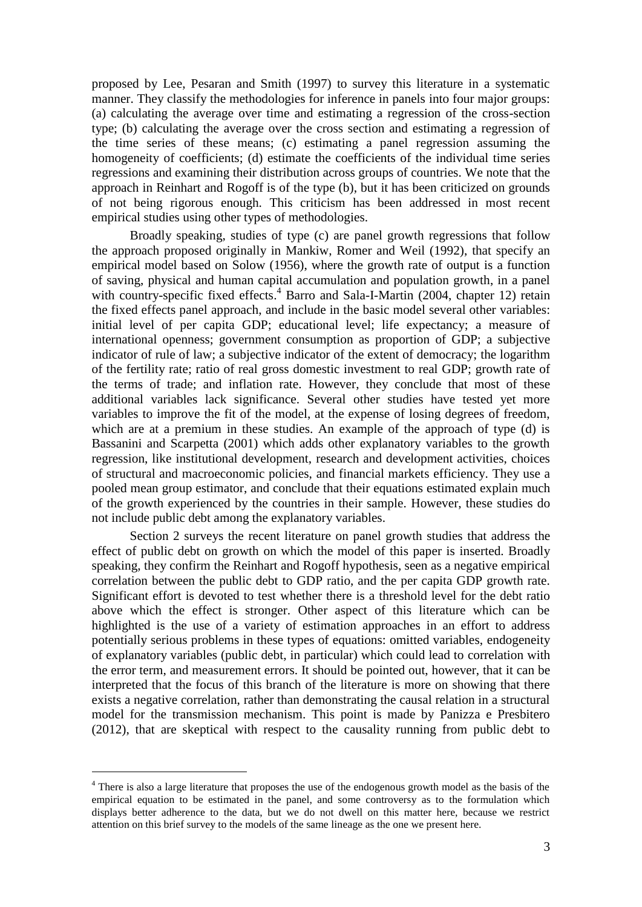proposed by Lee, Pesaran and Smith (1997) to survey this literature in a systematic manner. They classify the methodologies for inference in panels into four major groups: (a) calculating the average over time and estimating a regression of the cross-section type; (b) calculating the average over the cross section and estimating a regression of the time series of these means; (c) estimating a panel regression assuming the homogeneity of coefficients; (d) estimate the coefficients of the individual time series regressions and examining their distribution across groups of countries. We note that the approach in Reinhart and Rogoff is of the type (b), but it has been criticized on grounds of not being rigorous enough. This criticism has been addressed in most recent empirical studies using other types of methodologies.

Broadly speaking, studies of type (c) are panel growth regressions that follow the approach proposed originally in Mankiw, Romer and Weil (1992), that specify an empirical model based on Solow (1956), where the growth rate of output is a function of saving, physical and human capital accumulation and population growth, in a panel with country-specific fixed effects.[4] Barro and Sala-I-Martin (2004, chapter 12) retain the fixed effects panel approach, and include in the basic model several other variables: initial level of per capita GDP; educational level; life expectancy; a measure of international openness; government consumption as proportion of GDP; a subjective indicator of rule of law; a subjective indicator of the extent of democracy; the logarithm of the fertility rate; ratio of real gross domestic investment to real GDP; growth rate of the terms of trade; and inflation rate. However, they conclude that most of these additional variables lack significance. Several other studies have tested yet more variables to improve the fit of the model, at the expense of losing degrees of freedom, which are at a premium in these studies. An example of the approach of type (d) is Bassanini and Scarpetta (2001) which adds other explanatory variables to the growth regression, like institutional development, research and development activities, choices of structural and macroeconomic policies, and financial markets efficiency. They use a pooled mean group estimator, and conclude that their equations estimated explain much of the growth experienced by the countries in their sample. However, these studies do not include public debt among the explanatory variables.

Section 2 surveys the recent literature on panel growth studies that address the effect of public debt on growth on which the model of this paper is inserted. Broadly speaking, they confirm the Reinhart and Rogoff hypothesis, seen as a negative empirical correlation between the public debt to GDP ratio, and the per capita GDP growth rate. Significant effort is devoted to test whether there is a threshold level for the debt ratio above which the effect is stronger. Other aspect of this literature which can be highlighted is the use of a variety of estimation approaches in an effort to address potentially serious problems in these types of equations: omitted variables, endogeneity of explanatory variables (public debt, in particular) which could lead to correlation with the error term, and measurement errors. It should be pointed out, however, that it can be interpreted that the focus of this branch of the literature is more on showing that there exists a negative correlation, rather than demonstrating the causal relation in a structural model for the transmission mechanism. This point is made by Panizza e Presbitero (2012), that are skeptical with respect to the causality running from public debt to

[4] There is also a large literature that proposes the use of the endogenous growth model as the basis of the empirical equation to be estimated in the panel, and some controversy as to the formulation which displays better adherence to the data, but we do not dwell on this matter here, because we restrict attention on this brief survey to the models of the same lineage as the one we present here.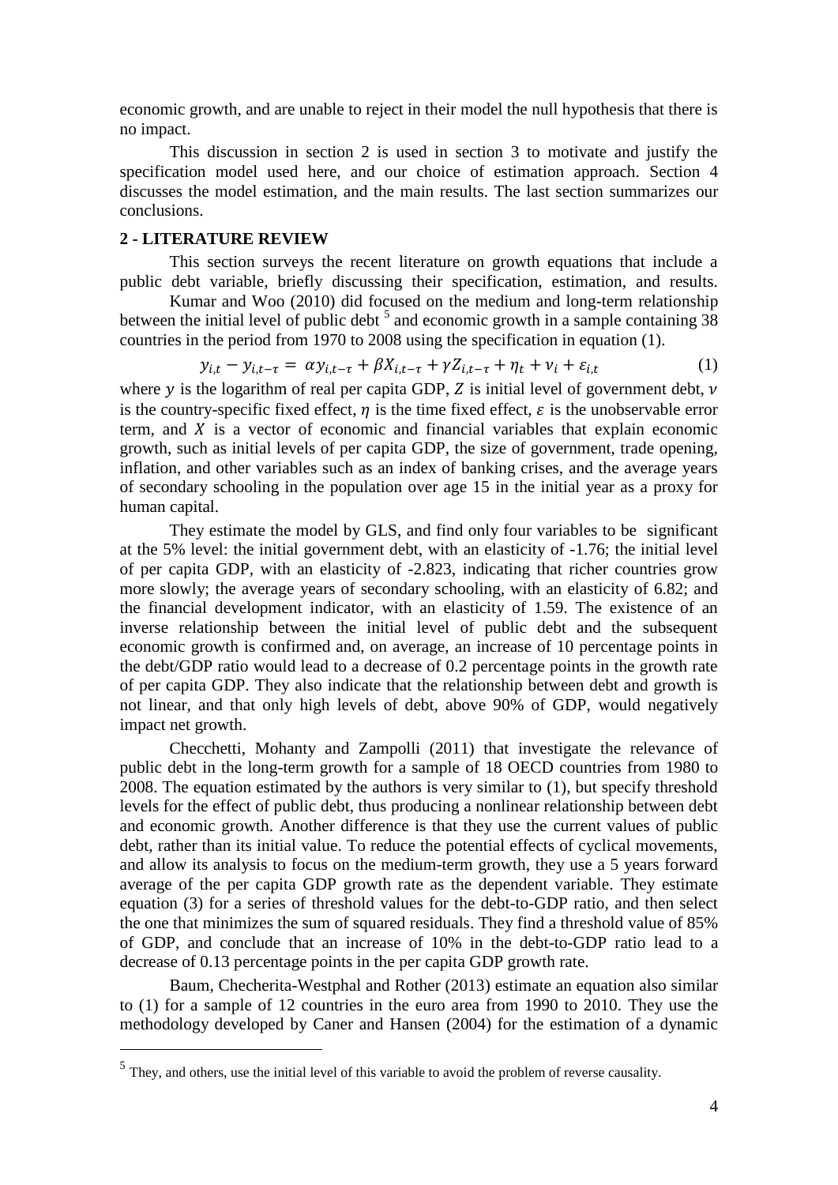economic growth, and are unable to reject in their model the null hypothesis that there is no impact.

This discussion in section 2 is used in section 3 to motivate and justify the specification model used here, and our choice of estimation approach. Section 4 discusses the model estimation, and the main results. The last section summarizes our conclusions.

## 2 - LITERATURE REVIEW

This section surveys the recent literature on growth equations that include a public debt variable, briefly discussing their specification, estimation, and results.

Kumar and Woo (2010) did focused on the medium and long-term relationship between the initial level of public debt [5] and economic growth in a sample containing 38 countries in the period from 1970 to 2008 using the specification in equation (1).

$$y_{i,t} - y_{i,t-\tau} = \alpha y_{i,t-\tau} + \beta X_{i,t-\tau} + \gamma Z_{i,t-\tau} + \eta_t + \nu_i + \varepsilon_{i,t} \tag{1}$$

where $y$ is the logarithm of real per capita GDP, $Z$ is initial level of government debt, $\nu$ is the country-specific fixed effect, $\eta$ is the time fixed effect, $\varepsilon$ is the unobservable error term, and $X$ is a vector of economic and financial variables that explain economic growth, such as initial levels of per capita GDP, the size of government, trade opening, inflation, and other variables such as an index of banking crises, and the average years of secondary schooling in the population over age 15 in the initial year as a proxy for human capital.

They estimate the model by GLS, and find only four variables to be significant at the 5% level: the initial government debt, with an elasticity of -1.76; the initial level of per capita GDP, with an elasticity of -2.823, indicating that richer countries grow more slowly; the average years of secondary schooling, with an elasticity of 6.82; and the financial development indicator, with an elasticity of 1.59. The existence of an inverse relationship between the initial level of public debt and the subsequent economic growth is confirmed and, on average, an increase of 10 percentage points in the debt/GDP ratio would lead to a decrease of 0.2 percentage points in the growth rate of per capita GDP. They also indicate that the relationship between debt and growth is not linear, and that only high levels of debt, above 90% of GDP, would negatively impact net growth.

Checchetti, Mohanty and Zampolli (2011) that investigate the relevance of public debt in the long-term growth for a sample of 18 OECD countries from 1980 to 2008. The equation estimated by the authors is very similar to (1), but specify threshold levels for the effect of public debt, thus producing a nonlinear relationship between debt and economic growth. Another difference is that they use the current values of public debt, rather than its initial value. To reduce the potential effects of cyclical movements, and allow its analysis to focus on the medium-term growth, they use a 5 years forward average of the per capita GDP growth rate as the dependent variable. They estimate equation (3) for a series of threshold values for the debt-to-GDP ratio, and then select the one that minimizes the sum of squared residuals. They find a threshold value of 85% of GDP, and conclude that an increase of 10% in the debt-to-GDP ratio lead to a decrease of 0.13 percentage points in the per capita GDP growth rate.

Baum, Checherita-Westphal and Rother (2013) estimate an equation also similar to (1) for a sample of 12 countries in the euro area from 1990 to 2010. They use the methodology developed by Caner and Hansen (2004) for the estimation of a dynamic

---

[5] They, and others, use the initial level of this variable to avoid the problem of reverse causality.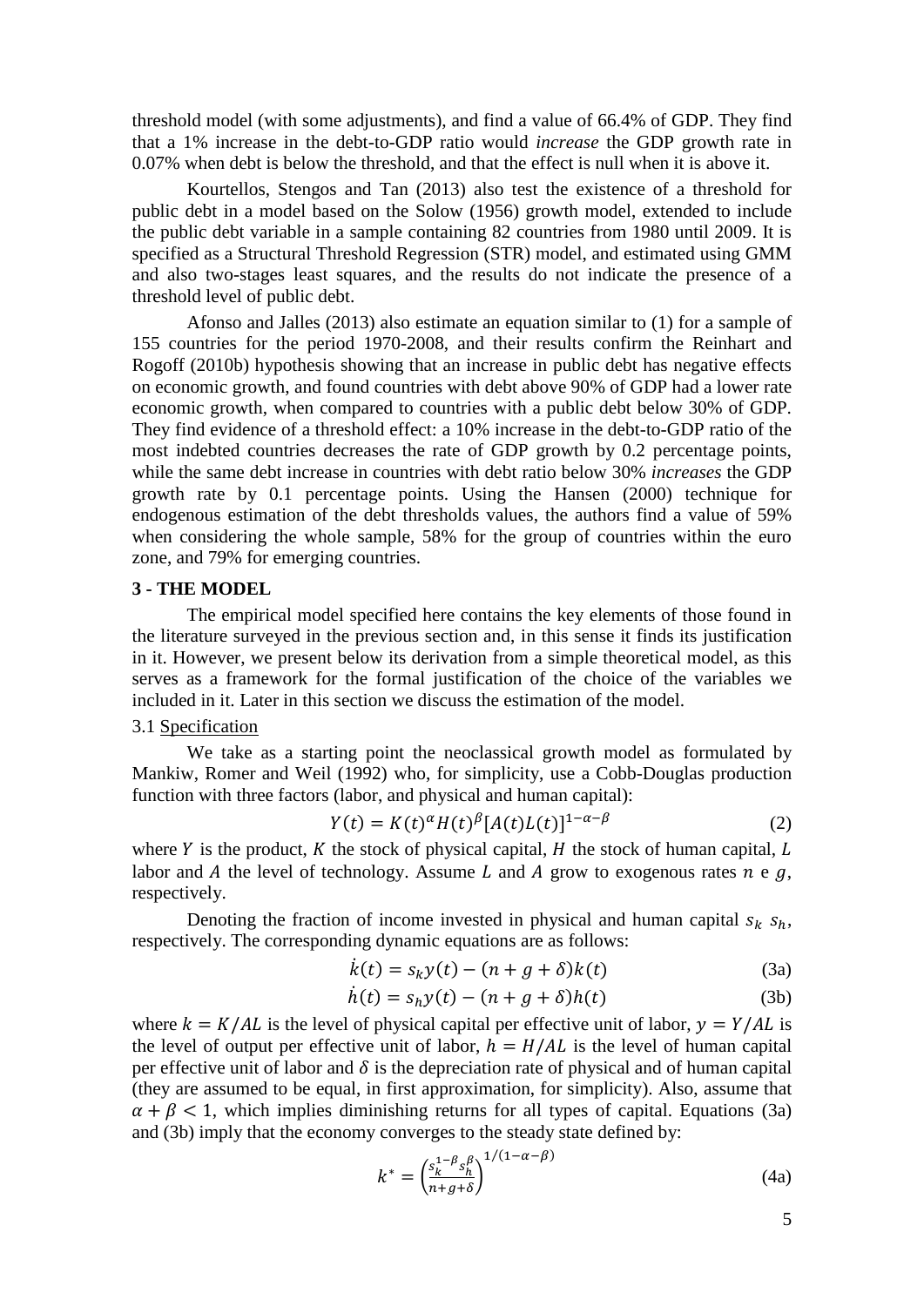threshold model (with some adjustments), and find a value of 66.4% of GDP. They find that a 1% increase in the debt-to-GDP ratio would *increase* the GDP growth rate in 0.07% when debt is below the threshold, and that the effect is null when it is above it.

Kourtellos, Stengos and Tan (2013) also test the existence of a threshold for public debt in a model based on the Solow (1956) growth model, extended to include the public debt variable in a sample containing 82 countries from 1980 until 2009. It is specified as a Structural Threshold Regression (STR) model, and estimated using GMM and also two-stages least squares, and the results do not indicate the presence of a threshold level of public debt.

Afonso and Jalles (2013) also estimate an equation similar to (1) for a sample of 155 countries for the period 1970-2008, and their results confirm the Reinhart and Rogoff (2010b) hypothesis showing that an increase in public debt has negative effects on economic growth, and found countries with debt above 90% of GDP had a lower rate economic growth, when compared to countries with a public debt below 30% of GDP. They find evidence of a threshold effect: a 10% increase in the debt-to-GDP ratio of the most indebted countries decreases the rate of GDP growth by 0.2 percentage points, while the same debt increase in countries with debt ratio below 30% *increases* the GDP growth rate by 0.1 percentage points. Using the Hansen (2000) technique for endogenous estimation of the debt thresholds values, the authors find a value of 59% when considering the whole sample, 58% for the group of countries within the euro zone, and 79% for emerging countries.

## 3 - THE MODEL

The empirical model specified here contains the key elements of those found in the literature surveyed in the previous section and, in this sense it finds its justification in it. However, we present below its derivation from a simple theoretical model, as this serves as a framework for the formal justification of the choice of the variables we included in it. Later in this section we discuss the estimation of the model.

### 3.1 Specification

We take as a starting point the neoclassical growth model as formulated by Mankiw, Romer and Weil (1992) who, for simplicity, use a Cobb-Douglas production function with three factors (labor, and physical and human capital):

$$Y(t) = K(t)^{\alpha} H(t)^{\beta} [A(t)L(t)]^{1-\alpha-\beta} \tag{2}$$

where $Y$ is the product, $K$ the stock of physical capital, $H$ the stock of human capital, $L$ labor and $A$ the level of technology. Assume $L$ and $A$ grow to exogenous rates $n$ e $g$, respectively.

Denoting the fraction of income invested in physical and human capital $s_k$ $s_h$, respectively. The corresponding dynamic equations are as follows:

$$\dot{k}(t) = s_k y(t) - (n + g + \delta)k(t) \tag{3a}$$

$$\dot{h}(t) = s_h y(t) - (n + g + \delta)h(t) \tag{3b}$$

where $k = K/AL$ is the level of physical capital per effective unit of labor, $y = Y/AL$ is the level of output per effective unit of labor, $h = H/AL$ is the level of human capital per effective unit of labor and $\delta$ is the depreciation rate of physical and of human capital (they are assumed to be equal, in first approximation, for simplicity). Also, assume that $\alpha + \beta < 1$, which implies diminishing returns for all types of capital. Equations (3a) and (3b) imply that the economy converges to the steady state defined by:

$$k^* = \left(\frac{s_k^{1-\beta} s_h^{\beta}}{n+g+\delta}\right)^{1/(1-\alpha-\beta)} \tag{4a}$$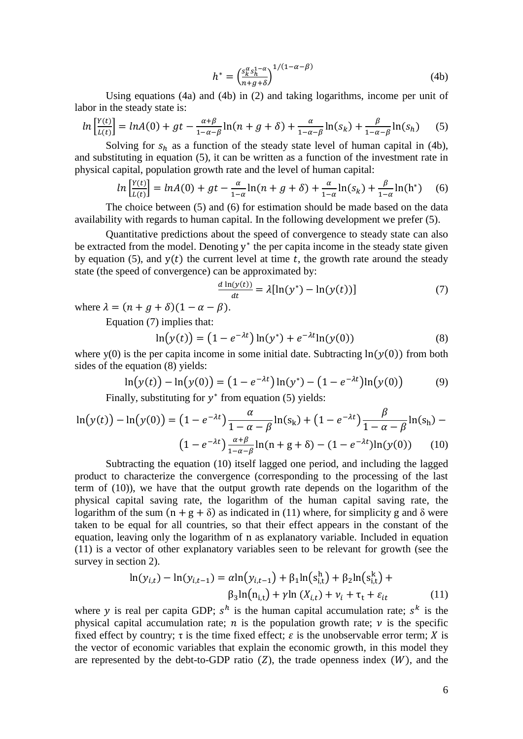$$h^* = \left(\frac{s_k^{\alpha} s_h^{1-\alpha}}{n+g+\delta}\right)^{1/(1-\alpha-\beta)} \tag{4b}$$

Using equations (4a) and (4b) in (2) and taking logarithms, income per unit of labor in the steady state is:

$$ln\left[\frac{Y(t)}{L(t)}\right] = lnA(0) + gt - \frac{\alpha+\beta}{1-\alpha-\beta}\ln(n+g+\delta) + \frac{\alpha}{1-\alpha-\beta}\ln(s_k) + \frac{\beta}{1-\alpha-\beta}\ln(s_h) \tag{5}$$

Solving for $s_h$ as a function of the steady state level of human capital in (4b), and substituting in equation (5), it can be written as a function of the investment rate in physical capital, population growth rate and the level of human capital:

$$ln\left[\frac{Y(t)}{L(t)}\right] = lnA(0) + gt - \frac{\alpha}{1-\alpha}\ln(n+g+\delta) + \frac{\alpha}{1-\alpha}\ln(s_k) + \frac{\beta}{1-\alpha}\ln(h^*) \tag{6}$$

The choice between (5) and (6) for estimation should be made based on the data availability with regards to human capital. In the following development we prefer (5).

Quantitative predictions about the speed of convergence to steady state can also be extracted from the model. Denoting $y^*$ the per capita income in the steady state given by equation (5), and $y(t)$ the current level at time $t$, the growth rate around the steady state (the speed of convergence) can be approximated by:

$$\frac{d\ln(y(t))}{dt} = \lambda[\ln(y^*) - \ln(y(t))] \tag{7}$$

where $\lambda = (n+g+\delta)(1-\alpha-\beta)$.

Equation (7) implies that:

$$\ln(y(t)) = \left(1-e^{-\lambda t}\right)\ln(y^*) + e^{-\lambda t}\ln(y(0)) \tag{8}$$

where y(0) is the per capita income in some initial date. Subtracting $\ln(y(0))$ from both sides of the equation (8) yields:

$$\ln(y(t)) - \ln(y(0)) = \left(1-e^{-\lambda t}\right)\ln(y^*) - \left(1-e^{-\lambda t}\right)\ln(y(0)) \tag{9}$$

Finally, substituting for $y^*$ from equation (5) yields:

$$\ln(y(t)) - \ln(y(0)) = \left(1-e^{-\lambda t}\right)\frac{\alpha}{1-\alpha-\beta}\ln(s_k) + \left(1-e^{-\lambda t}\right)\frac{\beta}{1-\alpha-\beta}\ln(s_h) - \left(1-e^{-\lambda t}\right)\frac{\alpha+\beta}{1-\alpha-\beta}\ln(n+g+\delta) - (1-e^{-\lambda t})\ln(y(0)) \tag{10}$$

Subtracting the equation (10) itself lagged one period, and including the lagged product to characterize the convergence (corresponding to the processing of the last term of (10)), we have that the output growth rate depends on the logarithm of the physical capital saving rate, the logarithm of the human capital saving rate, the logarithm of the sum $(n+g+\delta)$ as indicated in (11) where, for simplicity g and δ were taken to be equal for all countries, so that their effect appears in the constant of the equation, leaving only the logarithm of n as explanatory variable. Included in equation (11) is a vector of other explanatory variables seen to be relevant for growth (see the survey in section 2).

$$\ln(y_{i,t}) - \ln(y_{i,t-1}) = \alpha\ln(y_{i,t-1}) + \beta_1\ln(s_{i,t}^{h}) + \beta_2\ln(s_{i,t}^{k}) + \beta_3\ln(n_{i,t}) + \gamma\ln(X_{i,t}) + v_i + \tau_t + \varepsilon_{it} \tag{11}$$

where $y$ is real per capita GDP; $s^h$ is the human capital accumulation rate; $s^k$ is the physical capital accumulation rate; $n$ is the population growth rate; $v$ is the specific fixed effect by country; $\tau$ is the time fixed effect; $\varepsilon$ is the unobservable error term; $X$ is the vector of economic variables that explain the economic growth, in this model they are represented by the debt-to-GDP ratio $(Z)$, the trade openness index $(W)$, and the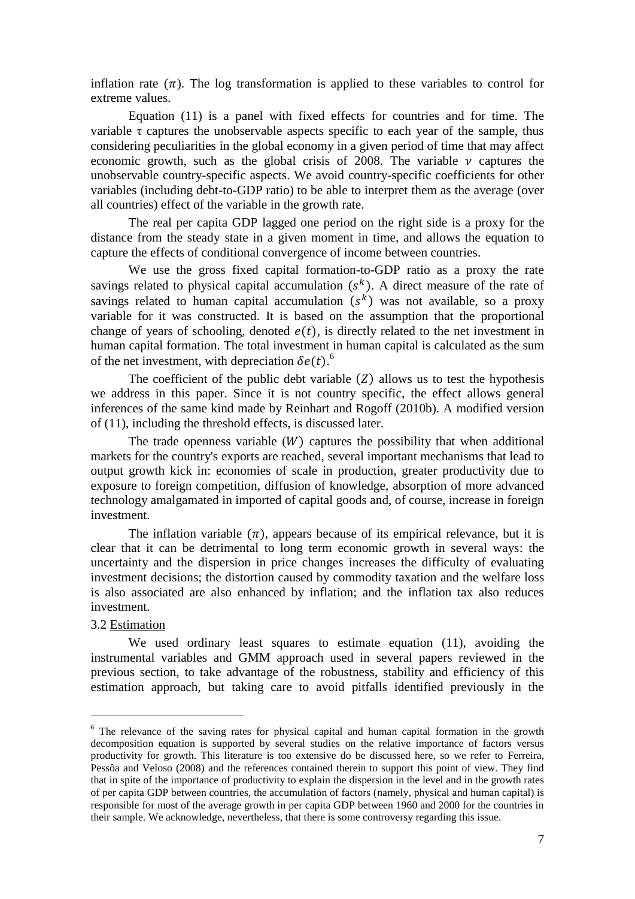inflation rate ($\pi$). The log transformation is applied to these variables to control for extreme values.

Equation (11) is a panel with fixed effects for countries and for time. The variable $\tau$ captures the unobservable aspects specific to each year of the sample, thus considering peculiarities in the global economy in a given period of time that may affect economic growth, such as the global crisis of 2008. The variable $\nu$ captures the unobservable country-specific aspects. We avoid country-specific coefficients for other variables (including debt-to-GDP ratio) to be able to interpret them as the average (over all countries) effect of the variable in the growth rate.

The real per capita GDP lagged one period on the right side is a proxy for the distance from the steady state in a given moment in time, and allows the equation to capture the effects of conditional convergence of income between countries.

We use the gross fixed capital formation-to-GDP ratio as a proxy the rate savings related to physical capital accumulation ($s^k$). A direct measure of the rate of savings related to human capital accumulation ($s^k$) was not available, so a proxy variable for it was constructed. It is based on the assumption that the proportional change of years of schooling, denoted $e(t)$, is directly related to the net investment in human capital formation. The total investment in human capital is calculated as the sum of the net investment, with depreciation $\delta e(t)$.[6]

The coefficient of the public debt variable ($Z$) allows us to test the hypothesis we address in this paper. Since it is not country specific, the effect allows general inferences of the same kind made by Reinhart and Rogoff (2010b). A modified version of (11), including the threshold effects, is discussed later.

The trade openness variable ($W$) captures the possibility that when additional markets for the country's exports are reached, several important mechanisms that lead to output growth kick in: economies of scale in production, greater productivity due to exposure to foreign competition, diffusion of knowledge, absorption of more advanced technology amalgamated in imported of capital goods and, of course, increase in foreign investment.

The inflation variable ($\pi$), appears because of its empirical relevance, but it is clear that it can be detrimental to long term economic growth in several ways: the uncertainty and the dispersion in price changes increases the difficulty of evaluating investment decisions; the distortion caused by commodity taxation and the welfare loss is also associated are also enhanced by inflation; and the inflation tax also reduces investment.

### 3.2 Estimation

We used ordinary least squares to estimate equation (11), avoiding the instrumental variables and GMM approach used in several papers reviewed in the previous section, to take advantage of the robustness, stability and efficiency of this estimation approach, but taking care to avoid pitfalls identified previously in the

---

[6] The relevance of the saving rates for physical capital and human capital formation in the growth decomposition equation is supported by several studies on the relative importance of factors versus productivity for growth. This literature is too extensive do be discussed here, so we refer to Ferreira, Pessôa and Veloso (2008) and the references contained therein to support this point of view. They find that in spite of the importance of productivity to explain the dispersion in the level and in the growth rates of per capita GDP between countries, the accumulation of factors (namely, physical and human capital) is responsible for most of the average growth in per capita GDP between 1960 and 2000 for the countries in their sample. We acknowledge, nevertheless, that there is some controversy regarding this issue.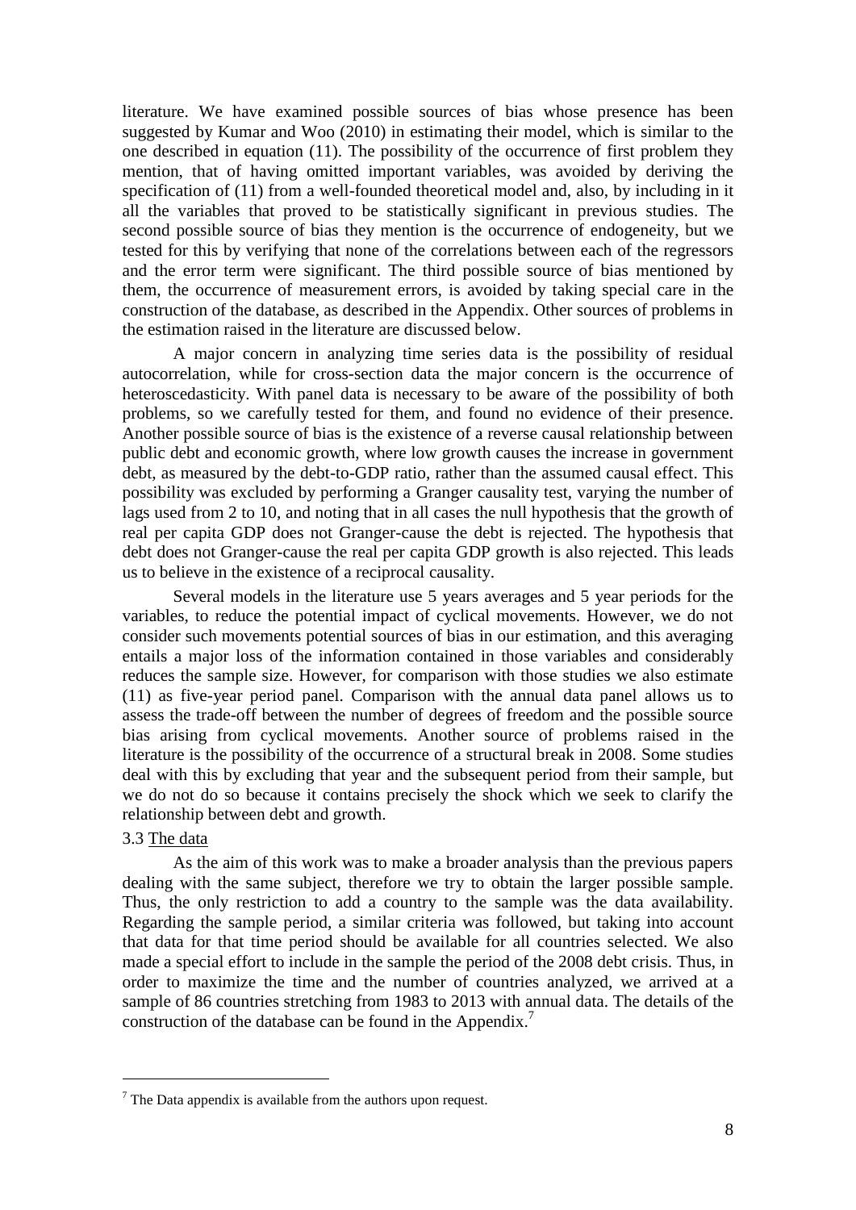literature. We have examined possible sources of bias whose presence has been suggested by Kumar and Woo (2010) in estimating their model, which is similar to the one described in equation (11). The possibility of the occurrence of first problem they mention, that of having omitted important variables, was avoided by deriving the specification of (11) from a well-founded theoretical model and, also, by including in it all the variables that proved to be statistically significant in previous studies. The second possible source of bias they mention is the occurrence of endogeneity, but we tested for this by verifying that none of the correlations between each of the regressors and the error term were significant. The third possible source of bias mentioned by them, the occurrence of measurement errors, is avoided by taking special care in the construction of the database, as described in the Appendix. Other sources of problems in the estimation raised in the literature are discussed below.

A major concern in analyzing time series data is the possibility of residual autocorrelation, while for cross-section data the major concern is the occurrence of heteroscedasticity. With panel data is necessary to be aware of the possibility of both problems, so we carefully tested for them, and found no evidence of their presence. Another possible source of bias is the existence of a reverse causal relationship between public debt and economic growth, where low growth causes the increase in government debt, as measured by the debt-to-GDP ratio, rather than the assumed causal effect. This possibility was excluded by performing a Granger causality test, varying the number of lags used from 2 to 10, and noting that in all cases the null hypothesis that the growth of real per capita GDP does not Granger-cause the debt is rejected. The hypothesis that debt does not Granger-cause the real per capita GDP growth is also rejected. This leads us to believe in the existence of a reciprocal causality.

Several models in the literature use 5 years averages and 5 year periods for the variables, to reduce the potential impact of cyclical movements. However, we do not consider such movements potential sources of bias in our estimation, and this averaging entails a major loss of the information contained in those variables and considerably reduces the sample size. However, for comparison with those studies we also estimate (11) as five-year period panel. Comparison with the annual data panel allows us to assess the trade-off between the number of degrees of freedom and the possible source bias arising from cyclical movements. Another source of problems raised in the literature is the possibility of the occurrence of a structural break in 2008. Some studies deal with this by excluding that year and the subsequent period from their sample, but we do not do so because it contains precisely the shock which we seek to clarify the relationship between debt and growth.

### 3.3 The data

As the aim of this work was to make a broader analysis than the previous papers dealing with the same subject, therefore we try to obtain the larger possible sample. Thus, the only restriction to add a country to the sample was the data availability. Regarding the sample period, a similar criteria was followed, but taking into account that data for that time period should be available for all countries selected. We also made a special effort to include in the sample the period of the 2008 debt crisis. Thus, in order to maximize the time and the number of countries analyzed, we arrived at a sample of 86 countries stretching from 1983 to 2013 with annual data. The details of the construction of the database can be found in the Appendix.[7]

[7] The Data appendix is available from the authors upon request.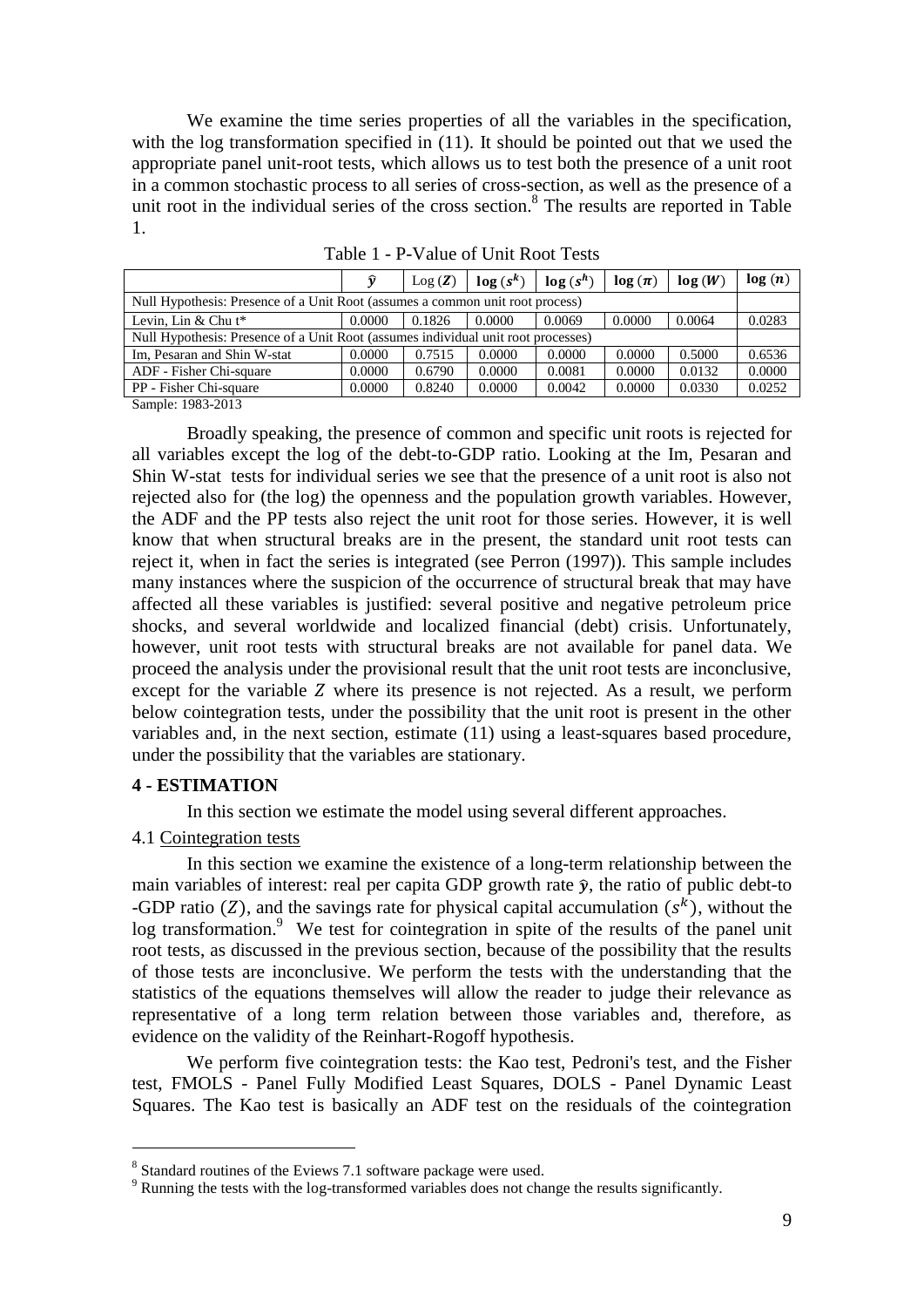We examine the time series properties of all the variables in the specification, with the log transformation specified in (11). It should be pointed out that we used the appropriate panel unit-root tests, which allows us to test both the presence of a unit root in a common stochastic process to all series of cross-section, as well as the presence of a unit root in the individual series of the cross section.[8] The results are reported in Table 1.

Table 1 - P-Value of Unit Root Tests

| | $\hat{y}$ | Log $(\boldsymbol{Z})$ | $\log(s^k)$ | $\log(s^h)$ | $\log(\pi)$ | $\log(W)$ | $\log(n)$ |
|---|---|---|---|---|---|---|---|
| Null Hypothesis: Presence of a Unit Root (assumes a common unit root process) | | | | | | | |
| Levin, Lin & Chu t* | 0.0000 | 0.1826 | 0.0000 | 0.0069 | 0.0000 | 0.0064 | 0.0283 |
| Null Hypothesis: Presence of a Unit Root (assumes individual unit root processes) | | | | | | | |
| Im, Pesaran and Shin W-stat | 0.0000 | 0.7515 | 0.0000 | 0.0000 | 0.0000 | 0.5000 | 0.6536 |
| ADF - Fisher Chi-square | 0.0000 | 0.6790 | 0.0000 | 0.0081 | 0.0000 | 0.0132 | 0.0000 |
| PP - Fisher Chi-square | 0.0000 | 0.8240 | 0.0000 | 0.0042 | 0.0000 | 0.0330 | 0.0252 |

Sample: 1983-2013

Broadly speaking, the presence of common and specific unit roots is rejected for all variables except the log of the debt-to-GDP ratio. Looking at the Im, Pesaran and Shin W-stat tests for individual series we see that the presence of a unit root is also not rejected also for (the log) the openness and the population growth variables. However, the ADF and the PP tests also reject the unit root for those series. However, it is well know that when structural breaks are in the present, the standard unit root tests can reject it, when in fact the series is integrated (see Perron (1997)). This sample includes many instances where the suspicion of the occurrence of structural break that may have affected all these variables is justified: several positive and negative petroleum price shocks, and several worldwide and localized financial (debt) crisis. Unfortunately, however, unit root tests with structural breaks are not available for panel data. We proceed the analysis under the provisional result that the unit root tests are inconclusive, except for the variable $Z$ where its presence is not rejected. As a result, we perform below cointegration tests, under the possibility that the unit root is present in the other variables and, in the next section, estimate (11) using a least-squares based procedure, under the possibility that the variables are stationary.

## 4 - ESTIMATION

In this section we estimate the model using several different approaches.

### 4.1 Cointegration tests

In this section we examine the existence of a long-term relationship between the main variables of interest: real per capita GDP growth rate $\hat{y}$, the ratio of public debt-to -GDP ratio ($Z$), and the savings rate for physical capital accumulation ($s^k$), without the log transformation.[9] We test for cointegration in spite of the results of the panel unit root tests, as discussed in the previous section, because of the possibility that the results of those tests are inconclusive. We perform the tests with the understanding that the statistics of the equations themselves will allow the reader to judge their relevance as representative of a long term relation between those variables and, therefore, as evidence on the validity of the Reinhart-Rogoff hypothesis.

We perform five cointegration tests: the Kao test, Pedroni's test, and the Fisher test, FMOLS - Panel Fully Modified Least Squares, DOLS - Panel Dynamic Least Squares. The Kao test is basically an ADF test on the residuals of the cointegration

---

[8] Standard routines of the Eviews 7.1 software package were used.

[9] Running the tests with the log-transformed variables does not change the results significantly.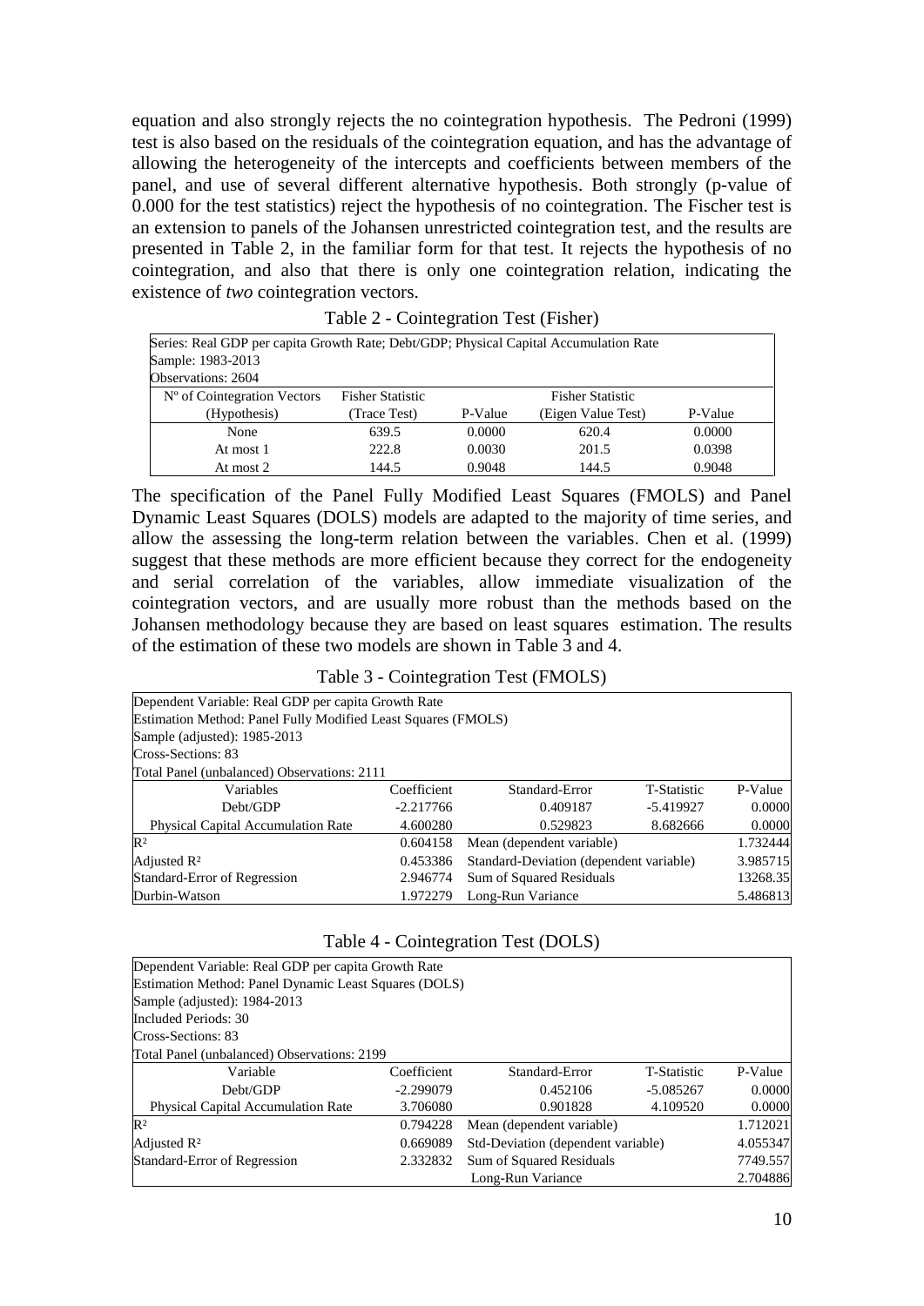equation and also strongly rejects the no cointegration hypothesis. The Pedroni (1999) test is also based on the residuals of the cointegration equation, and has the advantage of allowing the heterogeneity of the intercepts and coefficients between members of the panel, and use of several different alternative hypothesis. Both strongly (p-value of 0.000 for the test statistics) reject the hypothesis of no cointegration. The Fischer test is an extension to panels of the Johansen unrestricted cointegration test, and the results are presented in Table 2, in the familiar form for that test. It rejects the hypothesis of no cointegration, and also that there is only one cointegration relation, indicating the existence of *two* cointegration vectors.

Table 2 - Cointegration Test (Fisher)

| Series: Real GDP per capita Growth Rate; Debt/GDP; Physical Capital Accumulation Rate | | | | |
|---|---|---|---|---|
| Sample: 1983-2013 | | | | |
| Observations: 2604 | | | | |
| Nº of Cointegration Vectors (Hypothesis) | Fisher Statistic (Trace Test) | P-Value | Fisher Statistic (Eigen Value Test) | P-Value |
| None | 639.5 | 0.0000 | 620.4 | 0.0000 |
| At most 1 | 222.8 | 0.0030 | 201.5 | 0.0398 |
| At most 2 | 144.5 | 0.9048 | 144.5 | 0.9048 |

The specification of the Panel Fully Modified Least Squares (FMOLS) and Panel Dynamic Least Squares (DOLS) models are adapted to the majority of time series, and allow the assessing the long-term relation between the variables. Chen et al. (1999) suggest that these methods are more efficient because they correct for the endogeneity and serial correlation of the variables, allow immediate visualization of the cointegration vectors, and are usually more robust than the methods based on the Johansen methodology because they are based on least squares estimation. The results of the estimation of these two models are shown in Table 3 and 4.

Table 3 - Cointegration Test (FMOLS)

| Dependent Variable: Real GDP per capita Growth Rate | | | | |
|---|---|---|---|---|
| Estimation Method: Panel Fully Modified Least Squares (FMOLS) | | | | |
| Sample (adjusted): 1985-2013 | | | | |
| Cross-Sections: 83 | | | | |
| Total Panel (unbalanced) Observations: 2111 | | | | |
| Variables | Coefficient | Standard-Error | T-Statistic | P-Value |
| Debt/GDP | -2.217766 | 0.409187 | -5.419927 | 0.0000 |
| Physical Capital Accumulation Rate | 4.600280 | 0.529823 | 8.682666 | 0.0000 |
| $R^2$ | 0.604158 | Mean (dependent variable) | | 1.732444 |
| Adjusted $R^2$ | 0.453386 | Standard-Deviation (dependent variable) | | 3.985715 |
| Standard-Error of Regression | 2.946774 | Sum of Squared Residuals | | 13268.35 |
| Durbin-Watson | 1.972279 | Long-Run Variance | | 5.486813 |

Table 4 - Cointegration Test (DOLS)

| Dependent Variable: Real GDP per capita Growth Rate | | | | |
|---|---|---|---|---|
| Estimation Method: Panel Dynamic Least Squares (DOLS) | | | | |
| Sample (adjusted): 1984-2013 | | | | |
| Included Periods: 30 | | | | |
| Cross-Sections: 83 | | | | |
| Total Panel (unbalanced) Observations: 2199 | | | | |
| Variable | Coefficient | Standard-Error | T-Statistic | P-Value |
| Debt/GDP | -2.299079 | 0.452106 | -5.085267 | 0.0000 |
| Physical Capital Accumulation Rate | 3.706080 | 0.901828 | 4.109520 | 0.0000 |
| $R^2$ | 0.794228 | Mean (dependent variable) | | 1.712021 |
| Adjusted $R^2$ | 0.669089 | Std-Deviation (dependent variable) | | 4.055347 |
| Standard-Error of Regression | 2.332832 | Sum of Squared Residuals | | 7749.557 |
| | | Long-Run Variance | | 2.704886 |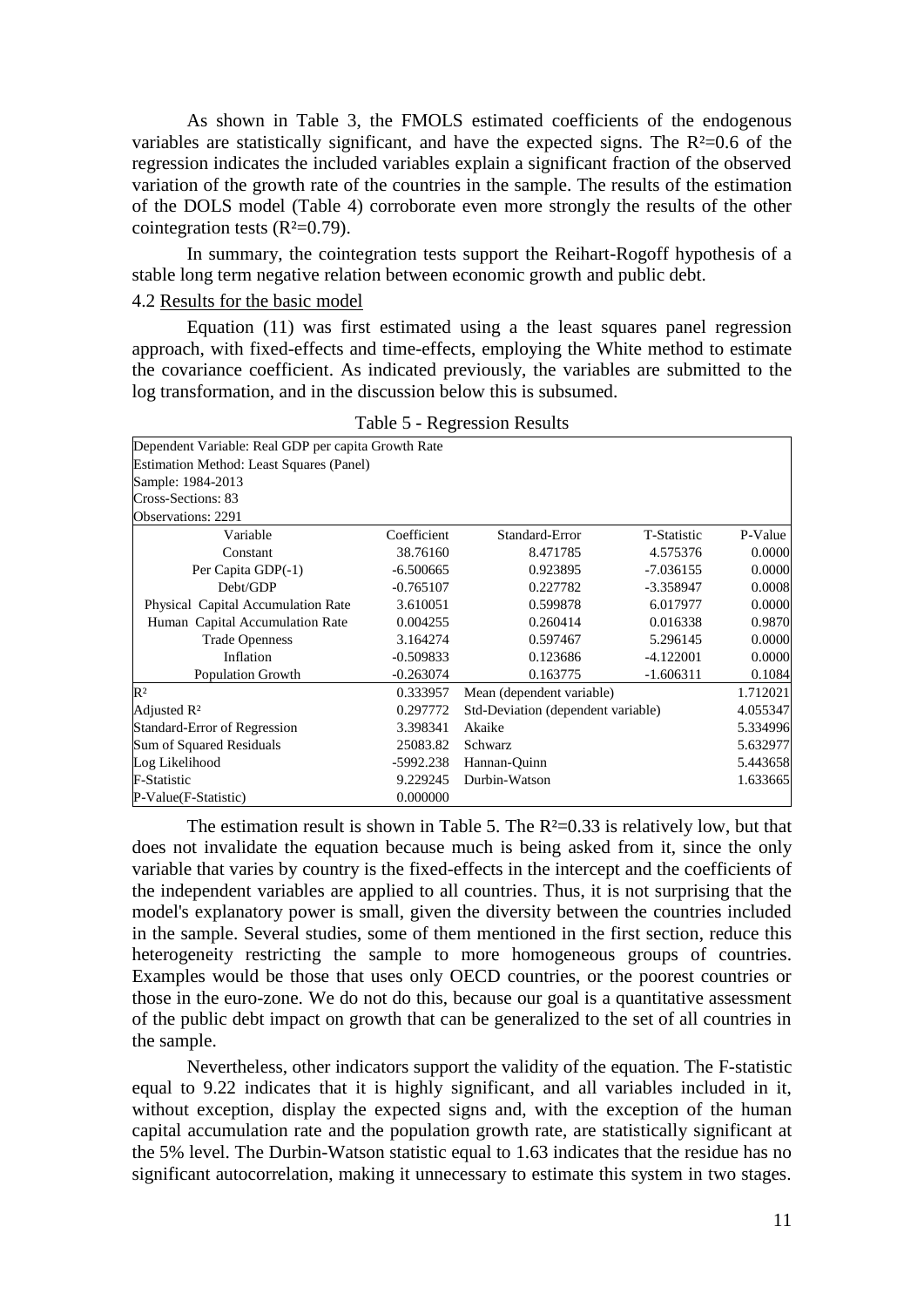As shown in Table 3, the FMOLS estimated coefficients of the endogenous variables are statistically significant, and have the expected signs. The $R^2=0.6$ of the regression indicates the included variables explain a significant fraction of the observed variation of the growth rate of the countries in the sample. The results of the estimation of the DOLS model (Table 4) corroborate even more strongly the results of the other cointegration tests ($R^2=0.79$).

In summary, the cointegration tests support the Reihart-Rogoff hypothesis of a stable long term negative relation between economic growth and public debt.

### 4.2 Results for the basic model

Equation (11) was first estimated using a the least squares panel regression approach, with fixed-effects and time-effects, employing the White method to estimate the covariance coefficient. As indicated previously, the variables are submitted to the log transformation, and in the discussion below this is subsumed.

Table 5 - Regression Results

| Dependent Variable: Real GDP per capita Growth Rate | | | | |
|---|---|---|---|---|
| Estimation Method: Least Squares (Panel) | | | | |
| Sample: 1984-2013 | | | | |
| Cross-Sections: 83 | | | | |
| Observations: 2291 | | | | |
| Variable | Coefficient | Standard-Error | T-Statistic | P-Value |
| Constant | 38.76160 | 8.471785 | 4.575376 | 0.0000 |
| Per Capita GDP(-1) | -6.500665 | 0.923895 | -7.036155 | 0.0000 |
| Debt/GDP | -0.765107 | 0.227782 | -3.358947 | 0.0008 |
| Physical Capital Accumulation Rate | 3.610051 | 0.599878 | 6.017977 | 0.0000 |
| Human Capital Accumulation Rate | 0.004255 | 0.260414 | 0.016338 | 0.9870 |
| Trade Openness | 3.164274 | 0.597467 | 5.296145 | 0.0000 |
| Inflation | -0.509833 | 0.123686 | -4.122001 | 0.0000 |
| Population Growth | -0.263074 | 0.163775 | -1.606311 | 0.1084 |
| $R^2$ | 0.333957 | Mean (dependent variable) | | 1.712021 |
| Adjusted $R^2$ | 0.297772 | Std-Deviation (dependent variable) | | 4.055347 |
| Standard-Error of Regression | 3.398341 | Akaike | | 5.334996 |
| Sum of Squared Residuals | 25083.82 | Schwarz | | 5.632977 |
| Log Likelihood | -5992.238 | Hannan-Quinn | | 5.443658 |
| F-Statistic | 9.229245 | Durbin-Watson | | 1.633665 |
| P-Value(F-Statistic) | 0.000000 | | | |

The estimation result is shown in Table 5. The $R^2=0.33$ is relatively low, but that does not invalidate the equation because much is being asked from it, since the only variable that varies by country is the fixed-effects in the intercept and the coefficients of the independent variables are applied to all countries. Thus, it is not surprising that the model's explanatory power is small, given the diversity between the countries included in the sample. Several studies, some of them mentioned in the first section, reduce this heterogeneity restricting the sample to more homogeneous groups of countries. Examples would be those that uses only OECD countries, or the poorest countries or those in the euro-zone. We do not do this, because our goal is a quantitative assessment of the public debt impact on growth that can be generalized to the set of all countries in the sample.

Nevertheless, other indicators support the validity of the equation. The F-statistic equal to 9.22 indicates that it is highly significant, and all variables included in it, without exception, display the expected signs and, with the exception of the human capital accumulation rate and the population growth rate, are statistically significant at the 5% level. The Durbin-Watson statistic equal to 1.63 indicates that the residue has no significant autocorrelation, making it unnecessary to estimate this system in two stages.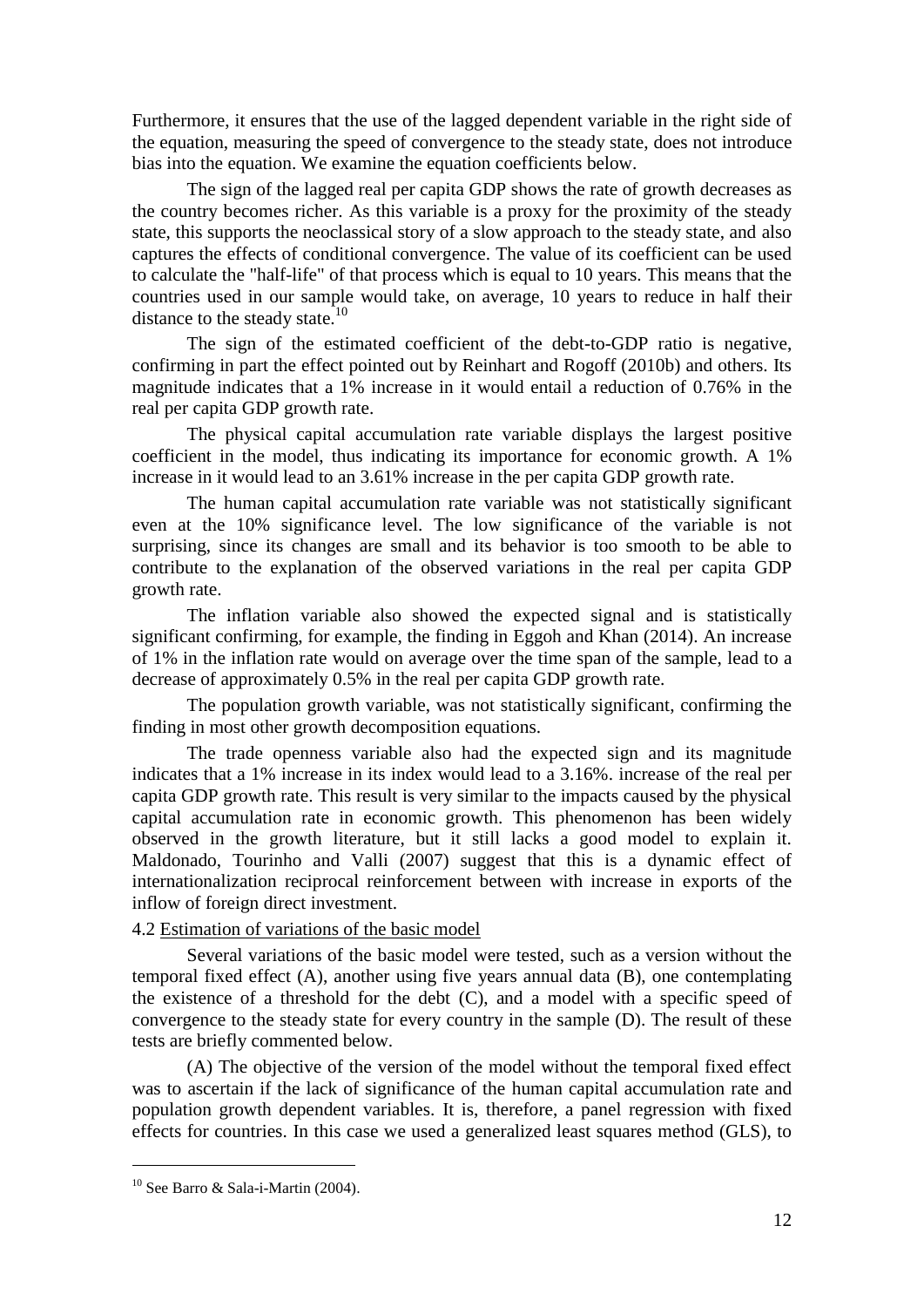Furthermore, it ensures that the use of the lagged dependent variable in the right side of the equation, measuring the speed of convergence to the steady state, does not introduce bias into the equation. We examine the equation coefficients below.

The sign of the lagged real per capita GDP shows the rate of growth decreases as the country becomes richer. As this variable is a proxy for the proximity of the steady state, this supports the neoclassical story of a slow approach to the steady state, and also captures the effects of conditional convergence. The value of its coefficient can be used to calculate the "half-life" of that process which is equal to 10 years. This means that the countries used in our sample would take, on average, 10 years to reduce in half their distance to the steady state.[10]

The sign of the estimated coefficient of the debt-to-GDP ratio is negative, confirming in part the effect pointed out by Reinhart and Rogoff (2010b) and others. Its magnitude indicates that a 1% increase in it would entail a reduction of 0.76% in the real per capita GDP growth rate.

The physical capital accumulation rate variable displays the largest positive coefficient in the model, thus indicating its importance for economic growth. A 1% increase in it would lead to an 3.61% increase in the per capita GDP growth rate.

The human capital accumulation rate variable was not statistically significant even at the 10% significance level. The low significance of the variable is not surprising, since its changes are small and its behavior is too smooth to be able to contribute to the explanation of the observed variations in the real per capita GDP growth rate.

The inflation variable also showed the expected signal and is statistically significant confirming, for example, the finding in Eggoh and Khan (2014). An increase of 1% in the inflation rate would on average over the time span of the sample, lead to a decrease of approximately 0.5% in the real per capita GDP growth rate.

The population growth variable, was not statistically significant, confirming the finding in most other growth decomposition equations.

The trade openness variable also had the expected sign and its magnitude indicates that a 1% increase in its index would lead to a 3.16%. increase of the real per capita GDP growth rate. This result is very similar to the impacts caused by the physical capital accumulation rate in economic growth. This phenomenon has been widely observed in the growth literature, but it still lacks a good model to explain it. Maldonado, Tourinho and Valli (2007) suggest that this is a dynamic effect of internationalization reciprocal reinforcement between with increase in exports of the inflow of foreign direct investment.

4.2 Estimation of variations of the basic model

Several variations of the basic model were tested, such as a version without the temporal fixed effect (A), another using five years annual data (B), one contemplating the existence of a threshold for the debt (C), and a model with a specific speed of convergence to the steady state for every country in the sample (D). The result of these tests are briefly commented below.

(A) The objective of the version of the model without the temporal fixed effect was to ascertain if the lack of significance of the human capital accumulation rate and population growth dependent variables. It is, therefore, a panel regression with fixed effects for countries. In this case we used a generalized least squares method (GLS), to

[10] See Barro & Sala-i-Martin (2004).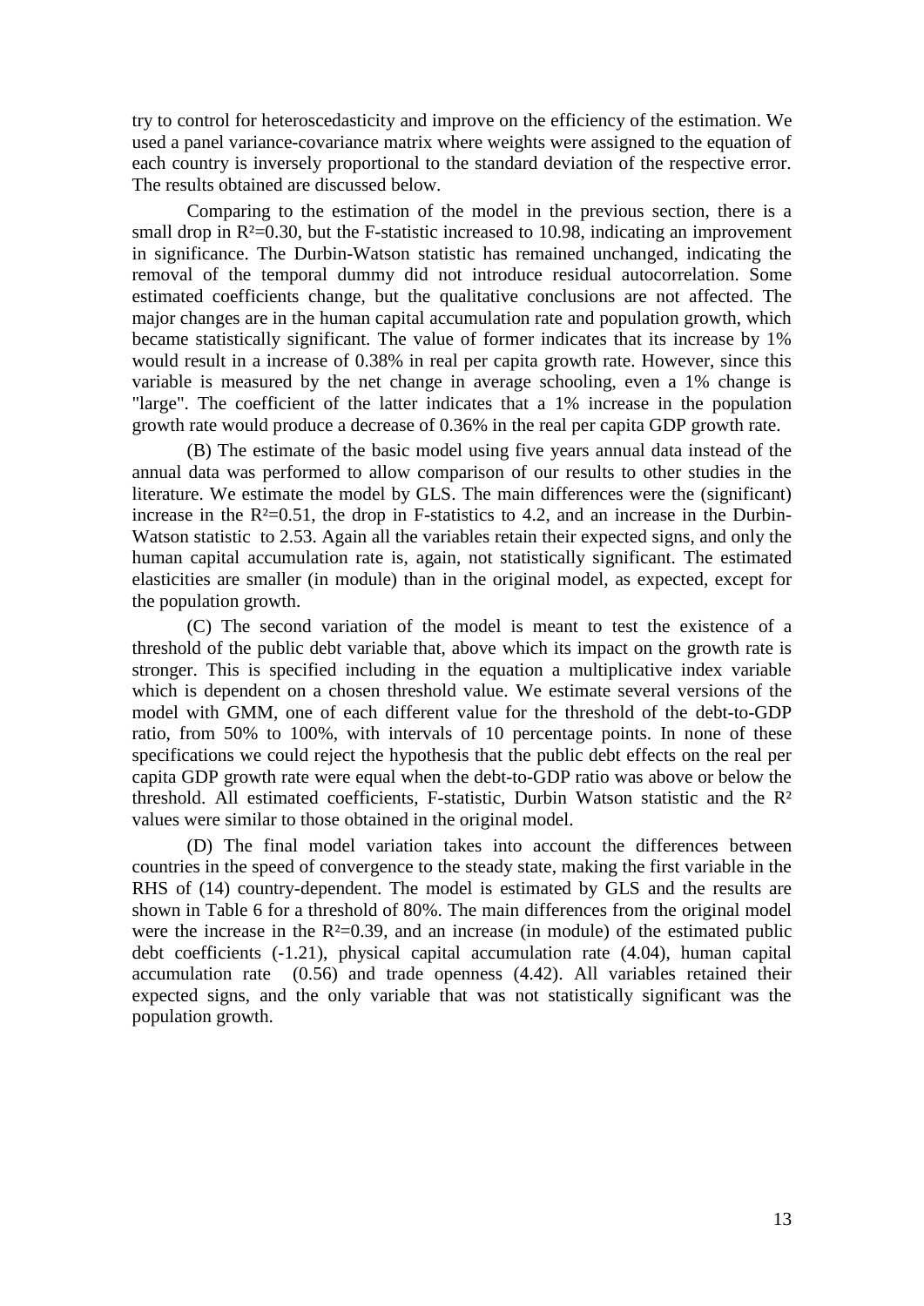try to control for heteroscedasticity and improve on the efficiency of the estimation. We used a panel variance-covariance matrix where weights were assigned to the equation of each country is inversely proportional to the standard deviation of the respective error. The results obtained are discussed below.

Comparing to the estimation of the model in the previous section, there is a small drop in $R^2$=0.30, but the F-statistic increased to 10.98, indicating an improvement in significance. The Durbin-Watson statistic has remained unchanged, indicating the removal of the temporal dummy did not introduce residual autocorrelation. Some estimated coefficients change, but the qualitative conclusions are not affected. The major changes are in the human capital accumulation rate and population growth, which became statistically significant. The value of former indicates that its increase by 1% would result in a increase of 0.38% in real per capita growth rate. However, since this variable is measured by the net change in average schooling, even a 1% change is "large". The coefficient of the latter indicates that a 1% increase in the population growth rate would produce a decrease of 0.36% in the real per capita GDP growth rate.

(B) The estimate of the basic model using five years annual data instead of the annual data was performed to allow comparison of our results to other studies in the literature. We estimate the model by GLS. The main differences were the (significant) increase in the $R^2$=0.51, the drop in F-statistics to 4.2, and an increase in the Durbin-Watson statistic to 2.53. Again all the variables retain their expected signs, and only the human capital accumulation rate is, again, not statistically significant. The estimated elasticities are smaller (in module) than in the original model, as expected, except for the population growth.

(C) The second variation of the model is meant to test the existence of a threshold of the public debt variable that, above which its impact on the growth rate is stronger. This is specified including in the equation a multiplicative index variable which is dependent on a chosen threshold value. We estimate several versions of the model with GMM, one of each different value for the threshold of the debt-to-GDP ratio, from 50% to 100%, with intervals of 10 percentage points. In none of these specifications we could reject the hypothesis that the public debt effects on the real per capita GDP growth rate were equal when the debt-to-GDP ratio was above or below the threshold. All estimated coefficients, F-statistic, Durbin Watson statistic and the $R^2$ values were similar to those obtained in the original model.

(D) The final model variation takes into account the differences between countries in the speed of convergence to the steady state, making the first variable in the RHS of (14) country-dependent. The model is estimated by GLS and the results are shown in Table 6 for a threshold of 80%. The main differences from the original model were the increase in the $R^2$=0.39, and an increase (in module) of the estimated public debt coefficients (-1.21), physical capital accumulation rate (4.04), human capital accumulation rate (0.56) and trade openness (4.42). All variables retained their expected signs, and the only variable that was not statistically significant was the population growth.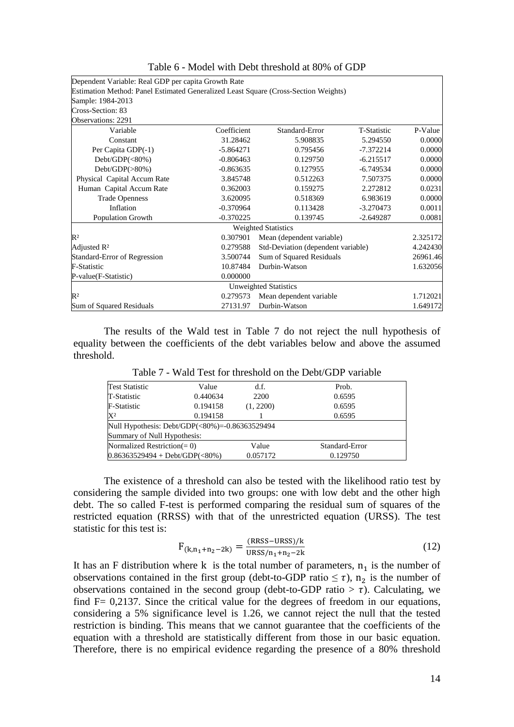Table 6 - Model with Debt threshold at 80% of GDP

| Dependent Variable: Real GDP per capita Growth Rate | | | | |
|---|---|---|---|---|
| Estimation Method: Panel Estimated Generalized Least Square (Cross-Section Weights) | | | | |
| Sample: 1984-2013 | | | | |
| Cross-Section: 83 | | | | |
| Observations: 2291 | | | | |
| Variable | Coefficient | Standard-Error | T-Statistic | P-Value |
| Constant | 31.28462 | 5.908835 | 5.294550 | 0.0000 |
| Per Capita GDP(-1) | -5.864271 | 0.795456 | -7.372214 | 0.0000 |
| Debt/GDP(<80%) | -0.806463 | 0.129750 | -6.215517 | 0.0000 |
| Debt/GDP(>80%) | -0.863635 | 0.127955 | -6.749534 | 0.0000 |
| Physical Capital Accum Rate | 3.845748 | 0.512263 | 7.507375 | 0.0000 |
| Human Capital Accum Rate | 0.362003 | 0.159275 | 2.272812 | 0.0231 |
| Trade Openness | 3.620095 | 0.518369 | 6.983619 | 0.0000 |
| Inflation | -0.370964 | 0.113428 | -3.270473 | 0.0011 |
| Population Growth | -0.370225 | 0.139745 | -2.649287 | 0.0081 |
| Weighted Statistics | | | | |
| R² | 0.307901 | Mean (dependent variable) | | 2.325172 |
| Adjusted R² | 0.279588 | Std-Deviation (dependent variable) | | 4.242430 |
| Standard-Error of Regression | 3.500744 | Sum of Squared Residuals | | 26961.46 |
| F-Statistic | 10.87484 | Durbin-Watson | | 1.632056 |
| P-value(F-Statistic) | 0.000000 | | | |
| Unweighted Statistics | | | | |
| R² | 0.279573 | Mean dependent variable | | 1.712021 |
| Sum of Squared Residuals | 27131.97 | Durbin-Watson | | 1.649172 |

The results of the Wald test in Table 7 do not reject the null hypothesis of equality between the coefficients of the debt variables below and above the assumed threshold.

Table 7 - Wald Test for threshold on the Debt/GDP variable

| Test Statistic | Value | d.f. | Prob. |
|---|---|---|---|
| T-Statistic | 0.440634 | 2200 | 0.6595 |
| F-Statistic | 0.194158 | (1, 2200) | 0.6595 |
| X² | 0.194158 | 1 | 0.6595 |
| Null Hypothesis: Debt/GDP(<80%)=-0.86363529494 | | | |
| Summary of Null Hypothesis: | | | |
| Normalized Restriction(= 0) | | Value | Standard-Error |
| 0.86363529494 + Debt/GDP(<80%) | | 0.057172 | 0.129750 |

The existence of a threshold can also be tested with the likelihood ratio test by considering the sample divided into two groups: one with low debt and the other high debt. The so called F-test is performed comparing the residual sum of squares of the restricted equation (RRSS) with that of the unrestricted equation (URSS). The test statistic for this test is:

$$F_{(k,n_1+n_2-2k)} = \frac{(\text{RRSS}-\text{URSS})/k}{\text{URSS}/n_1+n_2-2k} \tag{12}$$

It has an F distribution where $k$ is the total number of parameters, $n_1$ is the number of observations contained in the first group (debt-to-GDP ratio $\leq \tau$), $n_2$ is the number of observations contained in the second group (debt-to-GDP ratio $> \tau$). Calculating, we find F= 0,2137. Since the critical value for the degrees of freedom in our equations, considering a 5% significance level is 1.26, we cannot reject the null that the tested restriction is binding. This means that we cannot guarantee that the coefficients of the equation with a threshold are statistically different from those in our basic equation. Therefore, there is no empirical evidence regarding the presence of a 80% threshold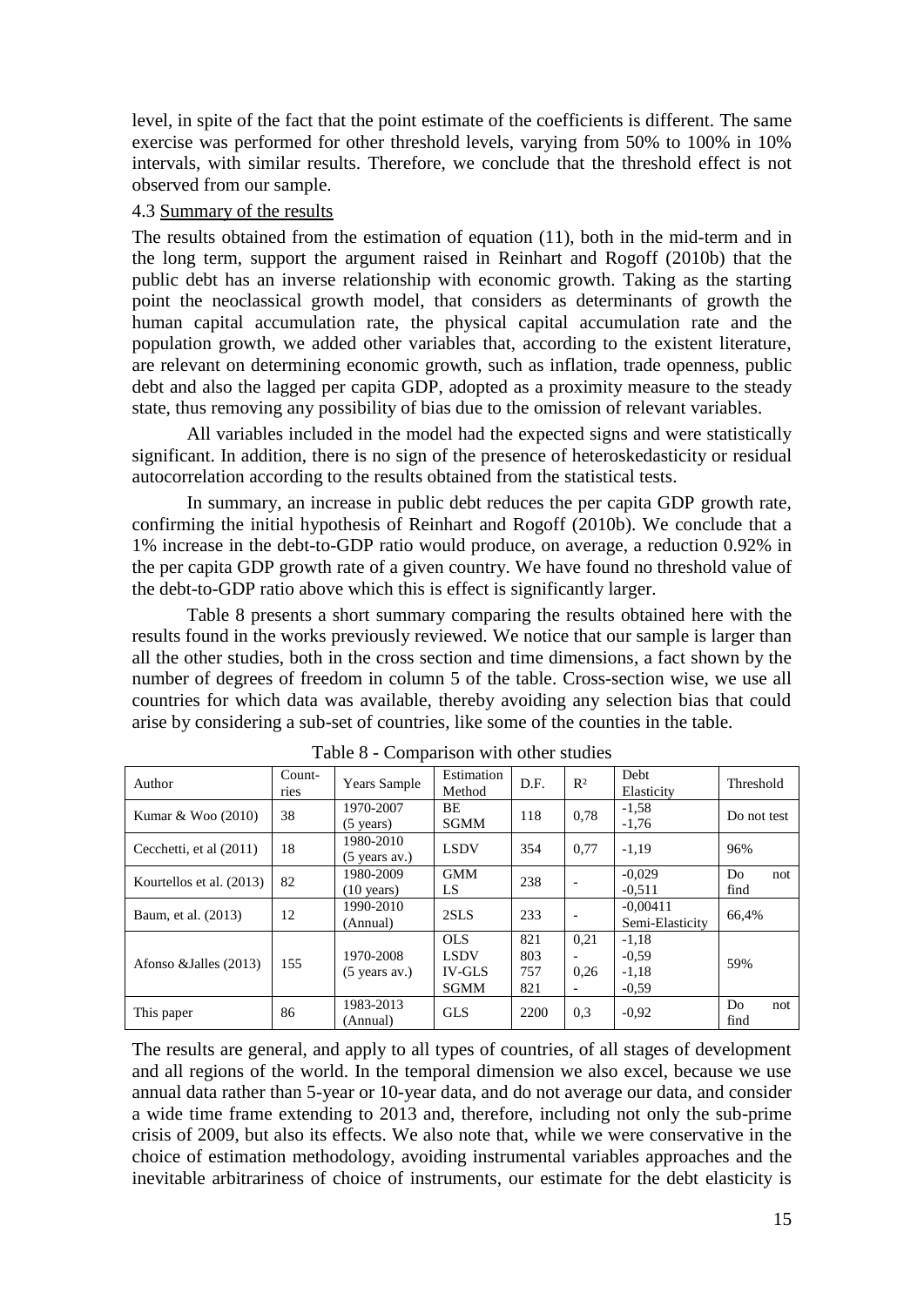level, in spite of the fact that the point estimate of the coefficients is different. The same exercise was performed for other threshold levels, varying from 50% to 100% in 10% intervals, with similar results. Therefore, we conclude that the threshold effect is not observed from our sample.

### 4.3 Summary of the results

The results obtained from the estimation of equation (11), both in the mid-term and in the long term, support the argument raised in Reinhart and Rogoff (2010b) that the public debt has an inverse relationship with economic growth. Taking as the starting point the neoclassical growth model, that considers as determinants of growth the human capital accumulation rate, the physical capital accumulation rate and the population growth, we added other variables that, according to the existent literature, are relevant on determining economic growth, such as inflation, trade openness, public debt and also the lagged per capita GDP, adopted as a proximity measure to the steady state, thus removing any possibility of bias due to the omission of relevant variables.

All variables included in the model had the expected signs and were statistically significant. In addition, there is no sign of the presence of heteroskedasticity or residual autocorrelation according to the results obtained from the statistical tests.

In summary, an increase in public debt reduces the per capita GDP growth rate, confirming the initial hypothesis of Reinhart and Rogoff (2010b). We conclude that a 1% increase in the debt-to-GDP ratio would produce, on average, a reduction 0.92% in the per capita GDP growth rate of a given country. We have found no threshold value of the debt-to-GDP ratio above which this is effect is significantly larger.

Table 8 presents a short summary comparing the results obtained here with the results found in the works previously reviewed. We notice that our sample is larger than all the other studies, both in the cross section and time dimensions, a fact shown by the number of degrees of freedom in column 5 of the table. Cross-section wise, we use all countries for which data was available, thereby avoiding any selection bias that could arise by considering a sub-set of countries, like some of the counties in the table.

Table 8 - Comparison with other studies

| Author | Count-ries | Years Sample | Estimation Method | D.F. | $R^2$ | Debt Elasticity | Threshold |
|---|---|---|---|---|---|---|---|
| Kumar & Woo (2010) | 38 | 1970-2007 (5 years) | BE SGMM | 118 | 0,78 | -1,58 -1,76 | Do not test |
| Cecchetti, et al (2011) | 18 | 1980-2010 (5 years av.) | LSDV | 354 | 0,77 | -1,19 | 96% |
| Kourtellos et al. (2013) | 82 | 1980-2009 (10 years) | GMM LS | 238 | - | -0,029 -0,511 | Do not find |
| Baum, et al. (2013) | 12 | 1990-2010 (Annual) | 2SLS | 233 | - | -0,00411 Semi-Elasticity | 66,4% |
| Afonso &Jalles (2013) | 155 | 1970-2008 (5 years av.) | OLS LSDV IV-GLS SGMM | 821 803 757 821 | 0,21 - 0,26 - | -1,18 -0,59 -1,18 -0,59 | 59% |
| This paper | 86 | 1983-2013 (Annual) | GLS | 2200 | 0,3 | -0,92 | Do not find |

The results are general, and apply to all types of countries, of all stages of development and all regions of the world. In the temporal dimension we also excel, because we use annual data rather than 5-year or 10-year data, and do not average our data, and consider a wide time frame extending to 2013 and, therefore, including not only the sub-prime crisis of 2009, but also its effects. We also note that, while we were conservative in the choice of estimation methodology, avoiding instrumental variables approaches and the inevitable arbitrariness of choice of instruments, our estimate for the debt elasticity is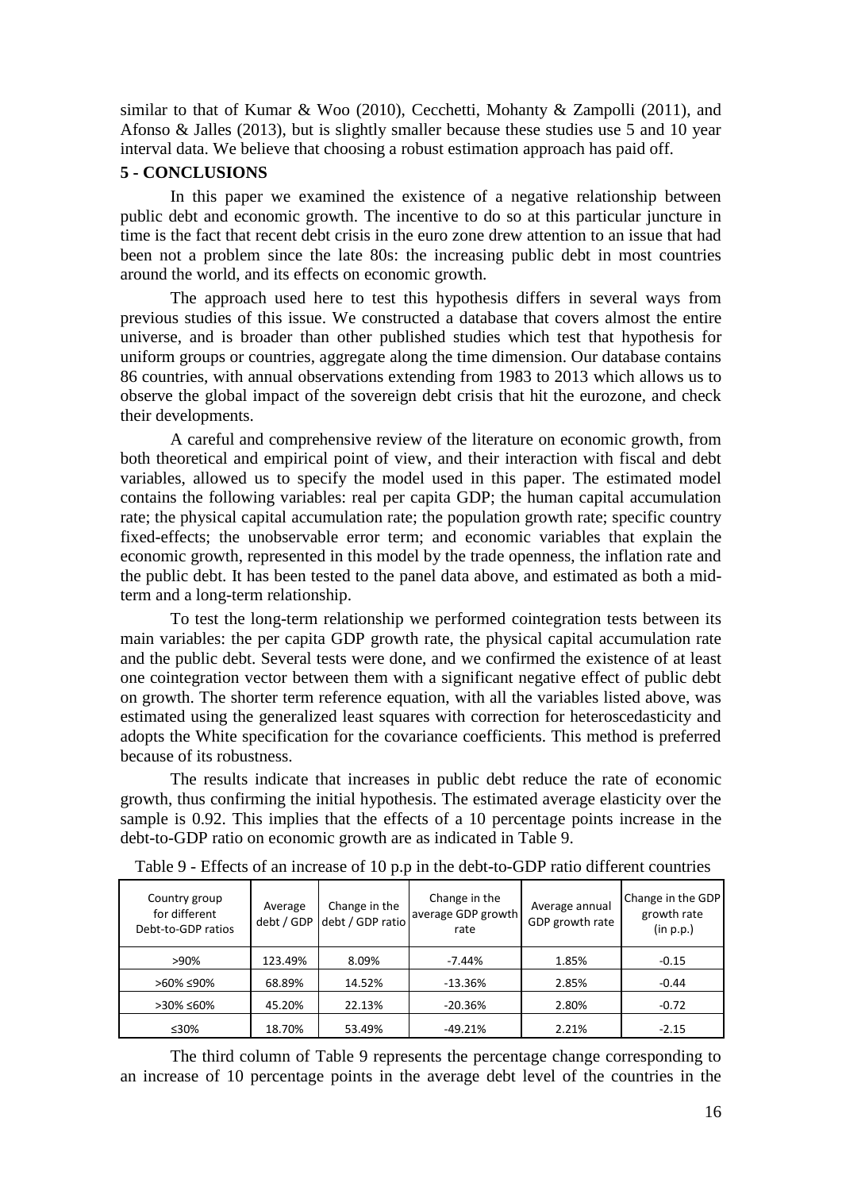similar to that of Kumar & Woo (2010), Cecchetti, Mohanty & Zampolli (2011), and Afonso & Jalles (2013), but is slightly smaller because these studies use 5 and 10 year interval data. We believe that choosing a robust estimation approach has paid off.

## 5 - CONCLUSIONS

In this paper we examined the existence of a negative relationship between public debt and economic growth. The incentive to do so at this particular juncture in time is the fact that recent debt crisis in the euro zone drew attention to an issue that had been not a problem since the late 80s: the increasing public debt in most countries around the world, and its effects on economic growth.

The approach used here to test this hypothesis differs in several ways from previous studies of this issue. We constructed a database that covers almost the entire universe, and is broader than other published studies which test that hypothesis for uniform groups or countries, aggregate along the time dimension. Our database contains 86 countries, with annual observations extending from 1983 to 2013 which allows us to observe the global impact of the sovereign debt crisis that hit the eurozone, and check their developments.

A careful and comprehensive review of the literature on economic growth, from both theoretical and empirical point of view, and their interaction with fiscal and debt variables, allowed us to specify the model used in this paper. The estimated model contains the following variables: real per capita GDP; the human capital accumulation rate; the physical capital accumulation rate; the population growth rate; specific country fixed-effects; the unobservable error term; and economic variables that explain the economic growth, represented in this model by the trade openness, the inflation rate and the public debt. It has been tested to the panel data above, and estimated as both a mid-term and a long-term relationship.

To test the long-term relationship we performed cointegration tests between its main variables: the per capita GDP growth rate, the physical capital accumulation rate and the public debt. Several tests were done, and we confirmed the existence of at least one cointegration vector between them with a significant negative effect of public debt on growth. The shorter term reference equation, with all the variables listed above, was estimated using the generalized least squares with correction for heteroscedasticity and adopts the White specification for the covariance coefficients. This method is preferred because of its robustness.

The results indicate that increases in public debt reduce the rate of economic growth, thus confirming the initial hypothesis. The estimated average elasticity over the sample is 0.92. This implies that the effects of a 10 percentage points increase in the debt-to-GDP ratio on economic growth are as indicated in Table 9.

Table 9 - Effects of an increase of 10 p.p in the debt-to-GDP ratio different countries

| Country group for different Debt-to-GDP ratios | Average debt / GDP | Change in the debt / GDP ratio | Change in the average GDP growth rate | Average annual GDP growth rate | Change in the GDP growth rate (in p.p.) |
|---|---|---|---|---|---|
| >90% | 123.49% | 8.09% | -7.44% | 1.85% | -0.15 |
| >60% ≤90% | 68.89% | 14.52% | -13.36% | 2.85% | -0.44 |
| >30% ≤60% | 45.20% | 22.13% | -20.36% | 2.80% | -0.72 |
| ≤30% | 18.70% | 53.49% | -49.21% | 2.21% | -2.15 |

The third column of Table 9 represents the percentage change corresponding to an increase of 10 percentage points in the average debt level of the countries in the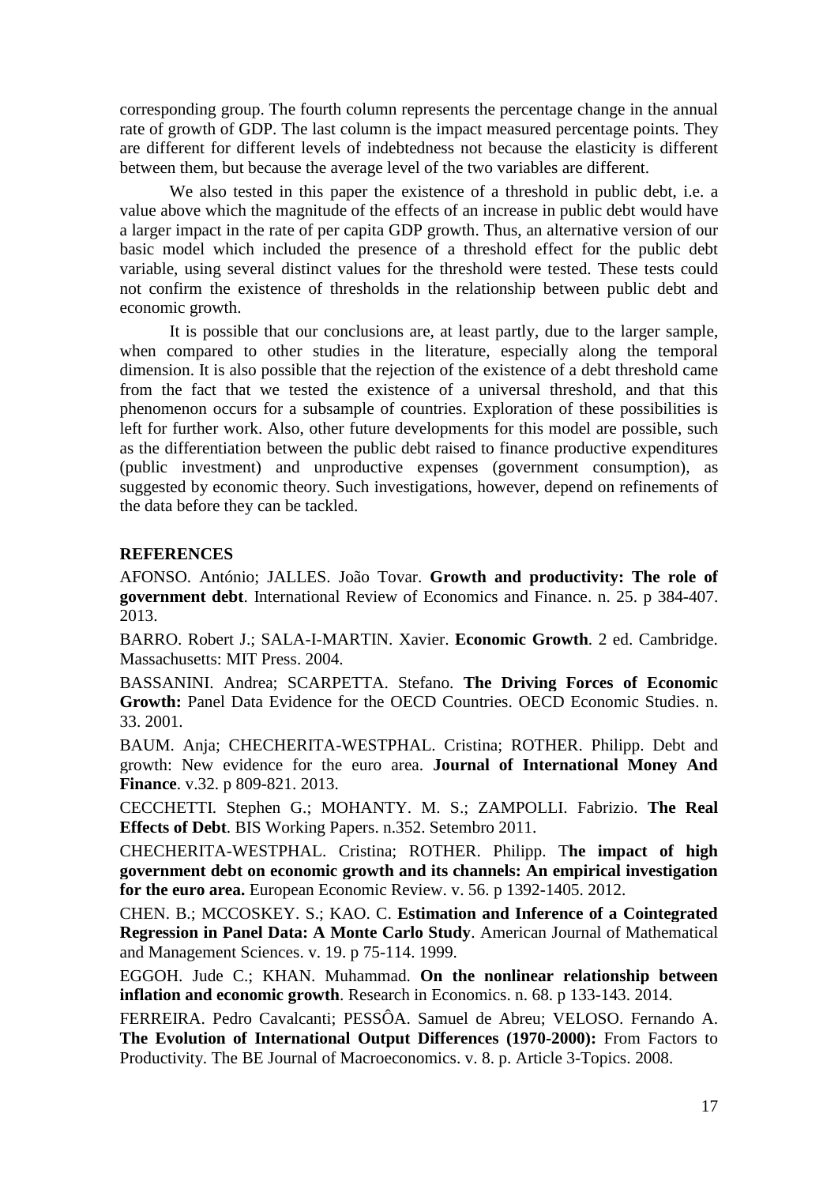corresponding group. The fourth column represents the percentage change in the annual rate of growth of GDP. The last column is the impact measured percentage points. They are different for different levels of indebtedness not because the elasticity is different between them, but because the average level of the two variables are different.

We also tested in this paper the existence of a threshold in public debt, i.e. a value above which the magnitude of the effects of an increase in public debt would have a larger impact in the rate of per capita GDP growth. Thus, an alternative version of our basic model which included the presence of a threshold effect for the public debt variable, using several distinct values for the threshold were tested. These tests could not confirm the existence of thresholds in the relationship between public debt and economic growth.

It is possible that our conclusions are, at least partly, due to the larger sample, when compared to other studies in the literature, especially along the temporal dimension. It is also possible that the rejection of the existence of a debt threshold came from the fact that we tested the existence of a universal threshold, and that this phenomenon occurs for a subsample of countries. Exploration of these possibilities is left for further work. Also, other future developments for this model are possible, such as the differentiation between the public debt raised to finance productive expenditures (public investment) and unproductive expenses (government consumption), as suggested by economic theory. Such investigations, however, depend on refinements of the data before they can be tackled.

## REFERENCES

AFONSO. António; JALLES. João Tovar. **Growth and productivity: The role of government debt**. International Review of Economics and Finance. n. 25. p 384-407. 2013.

BARRO. Robert J.; SALA-I-MARTIN. Xavier. **Economic Growth**. 2 ed. Cambridge. Massachusetts: MIT Press. 2004.

BASSANINI. Andrea; SCARPETTA. Stefano. **The Driving Forces of Economic Growth:** Panel Data Evidence for the OECD Countries. OECD Economic Studies. n. 33. 2001.

BAUM. Anja; CHECHERITA-WESTPHAL. Cristina; ROTHER. Philipp. Debt and growth: New evidence for the euro area. **Journal of International Money And Finance**. v.32. p 809-821. 2013.

CECCHETTI. Stephen G.; MOHANTY. M. S.; ZAMPOLLI. Fabrizio. **The Real Effects of Debt**. BIS Working Papers. n.352. Setembro 2011.

CHECHERITA-WESTPHAL. Cristina; ROTHER. Philipp. T**he impact of high government debt on economic growth and its channels: An empirical investigation for the euro area.** European Economic Review. v. 56. p 1392-1405. 2012.

CHEN. B.; MCCOSKEY. S.; KAO. C. **Estimation and Inference of a Cointegrated Regression in Panel Data: A Monte Carlo Study**. American Journal of Mathematical and Management Sciences. v. 19. p 75-114. 1999.

EGGOH. Jude C.; KHAN. Muhammad. **On the nonlinear relationship between inflation and economic growth**. Research in Economics. n. 68. p 133-143. 2014.

FERREIRA. Pedro Cavalcanti; PESSÔA. Samuel de Abreu; VELOSO. Fernando A. **The Evolution of International Output Differences (1970-2000):** From Factors to Productivity. The BE Journal of Macroeconomics. v. 8. p. Article 3-Topics. 2008.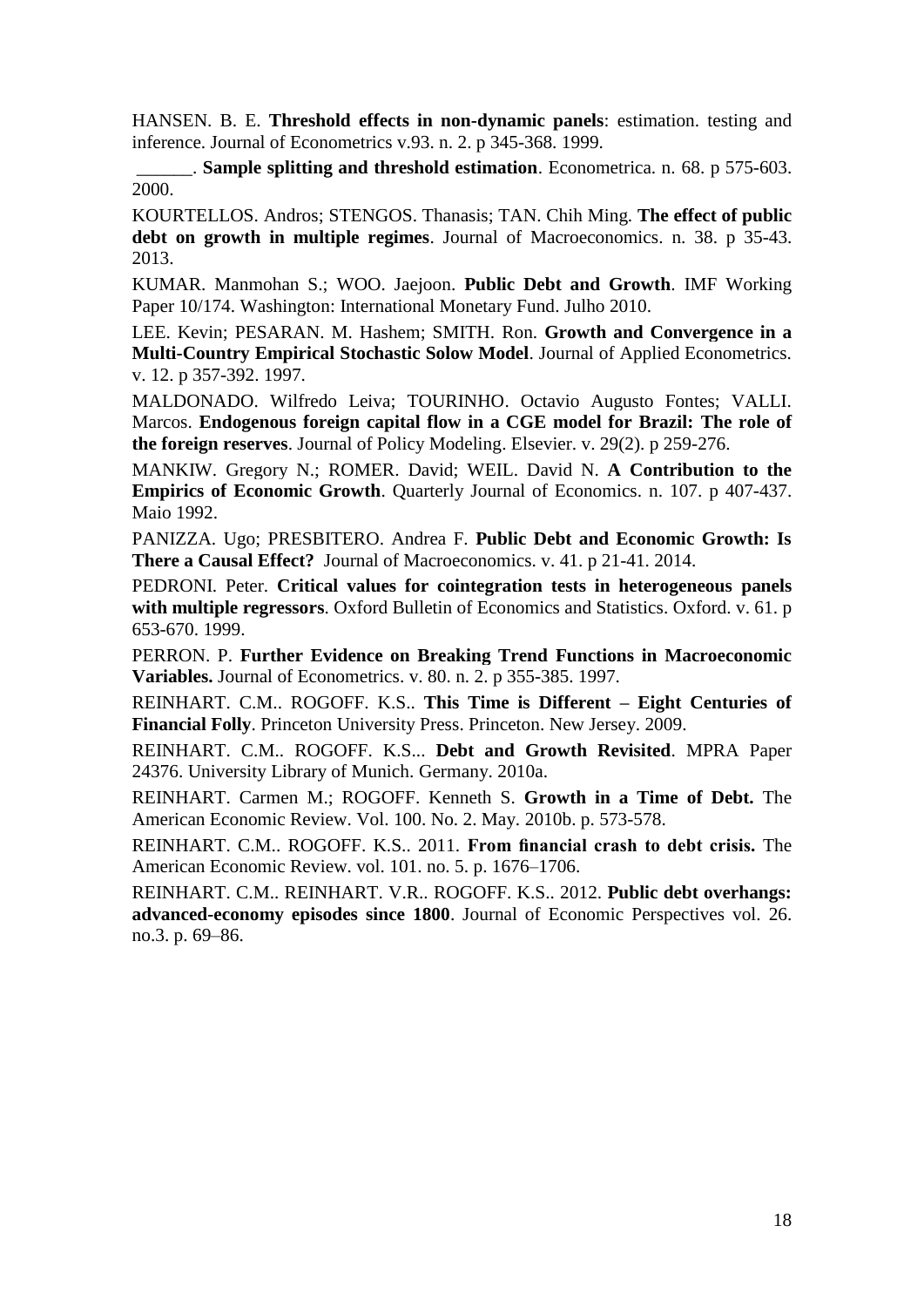HANSEN. B. E. **Threshold effects in non-dynamic panels**: estimation. testing and inference. Journal of Econometrics v.93. n. 2. p 345-368. 1999.

______. **Sample splitting and threshold estimation**. Econometrica. n. 68. p 575-603. 2000.

KOURTELLOS. Andros; STENGOS. Thanasis; TAN. Chih Ming. **The effect of public debt on growth in multiple regimes**. Journal of Macroeconomics. n. 38. p 35-43. 2013.

KUMAR. Manmohan S.; WOO. Jaejoon. **Public Debt and Growth**. IMF Working Paper 10/174. Washington: International Monetary Fund. Julho 2010.

LEE. Kevin; PESARAN. M. Hashem; SMITH. Ron. **Growth and Convergence in a Multi-Country Empirical Stochastic Solow Model**. Journal of Applied Econometrics. v. 12. p 357-392. 1997.

MALDONADO. Wilfredo Leiva; TOURINHO. Octavio Augusto Fontes; VALLI. Marcos. **Endogenous foreign capital flow in a CGE model for Brazil: The role of the foreign reserves**. Journal of Policy Modeling. Elsevier. v. 29(2). p 259-276.

MANKIW. Gregory N.; ROMER. David; WEIL. David N. **A Contribution to the Empirics of Economic Growth**. Quarterly Journal of Economics. n. 107. p 407-437. Maio 1992.

PANIZZA. Ugo; PRESBITERO. Andrea F. **Public Debt and Economic Growth: Is There a Causal Effect?** Journal of Macroeconomics. v. 41. p 21-41. 2014.

PEDRONI. Peter. **Critical values for cointegration tests in heterogeneous panels with multiple regressors**. Oxford Bulletin of Economics and Statistics. Oxford. v. 61. p 653-670. 1999.

PERRON. P. **Further Evidence on Breaking Trend Functions in Macroeconomic Variables.** Journal of Econometrics. v. 80. n. 2. p 355-385. 1997.

REINHART. C.M.. ROGOFF. K.S.. **This Time is Different – Eight Centuries of Financial Folly**. Princeton University Press. Princeton. New Jersey. 2009.

REINHART. C.M.. ROGOFF. K.S... **Debt and Growth Revisited**. MPRA Paper 24376. University Library of Munich. Germany. 2010a.

REINHART. Carmen M.; ROGOFF. Kenneth S. **Growth in a Time of Debt.** The American Economic Review. Vol. 100. No. 2. May. 2010b. p. 573-578.

REINHART. C.M.. ROGOFF. K.S.. 2011. **From financial crash to debt crisis.** The American Economic Review. vol. 101. no. 5. p. 1676–1706.

REINHART. C.M.. REINHART. V.R.. ROGOFF. K.S.. 2012. **Public debt overhangs: advanced-economy episodes since 1800**. Journal of Economic Perspectives vol. 26. no.3. p. 69–86.